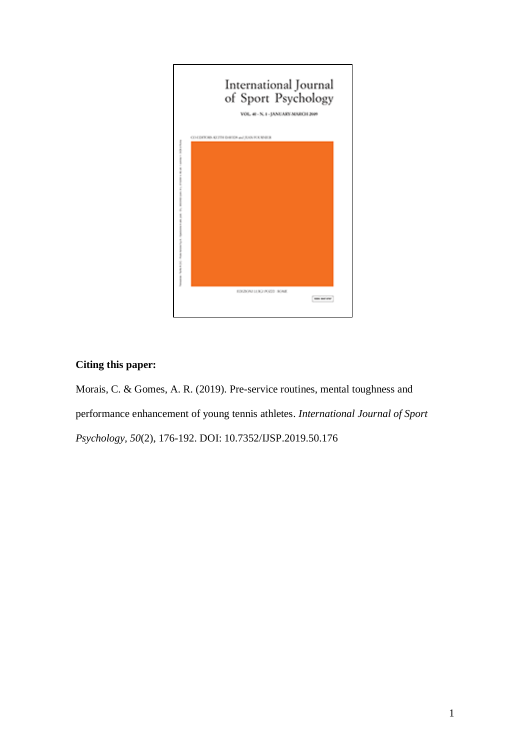**Citing this paper:**

Morais, C. & Gomes, A. R. (2019). Pre-service routines, mental toughness and performance enhancement of young tennis athletes. *International Journal of Sport Psychology, 50*(2), 176-192. DOI: 10.7352/IJSP.2019.50.176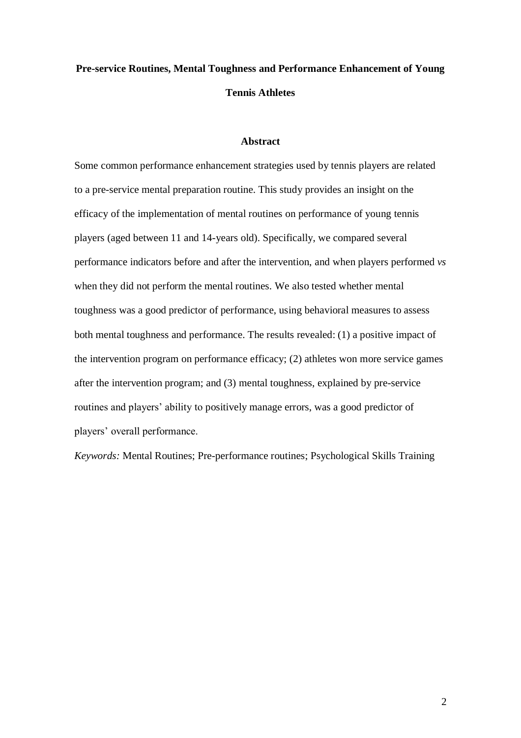# Pre-service Routines, Mental Toughness and Performance Enhancement of Young Tennis Athletes

## Abstract

Some common performance enhancement strategies used by tennis players are related to a pre-service mental preparation routine. This study provides an insight on the efficacy of the implementation of mental routines on performance of young tennis players (aged between 11 and 14-years old). Specifically, we compared several performance indicators before and after the intervention, and when players performed *vs* when they did not perform the mental routines. We also tested whether mental toughness was a good predictor of performance, using behavioral measures to assess both mental toughness and performance. The results revealed: (1) a positive impact of the intervention program on performance efficacy; (2) athletes won more service games after the intervention program; and (3) mental toughness, explained by pre-service routines and players' ability to positively manage errors, was a good predictor of players' overall performance.

*Keywords:* Mental Routines; Pre-performance routines; Psychological Skills Training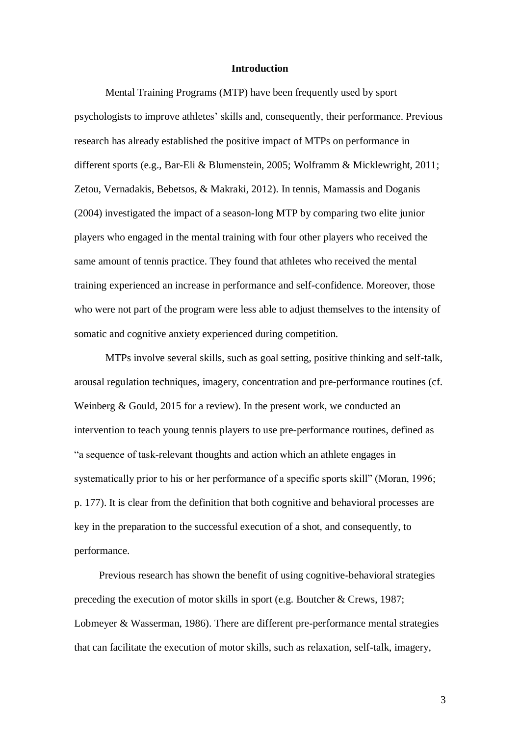# Introduction

Mental Training Programs (MTP) have been frequently used by sport psychologists to improve athletes' skills and, consequently, their performance. Previous research has already established the positive impact of MTPs on performance in different sports (e.g., Bar-Eli & Blumenstein, 2005; Wolframm & Micklewright, 2011; Zetou, Vernadakis, Bebetsos, & Makraki, 2012). In tennis, Mamassis and Doganis (2004) investigated the impact of a season-long MTP by comparing two elite junior players who engaged in the mental training with four other players who received the same amount of tennis practice. They found that athletes who received the mental training experienced an increase in performance and self-confidence. Moreover, those who were not part of the program were less able to adjust themselves to the intensity of somatic and cognitive anxiety experienced during competition.

MTPs involve several skills, such as goal setting, positive thinking and self-talk, arousal regulation techniques, imagery, concentration and pre-performance routines (cf. Weinberg & Gould, 2015 for a review). In the present work, we conducted an intervention to teach young tennis players to use pre-performance routines, defined as "a sequence of task-relevant thoughts and action which an athlete engages in systematically prior to his or her performance of a specific sports skill" (Moran, 1996; p. 177). It is clear from the definition that both cognitive and behavioral processes are key in the preparation to the successful execution of a shot, and consequently, to performance.

Previous research has shown the benefit of using cognitive-behavioral strategies preceding the execution of motor skills in sport (e.g. Boutcher & Crews, 1987; Lobmeyer & Wasserman, 1986). There are different pre-performance mental strategies that can facilitate the execution of motor skills, such as relaxation, self-talk, imagery,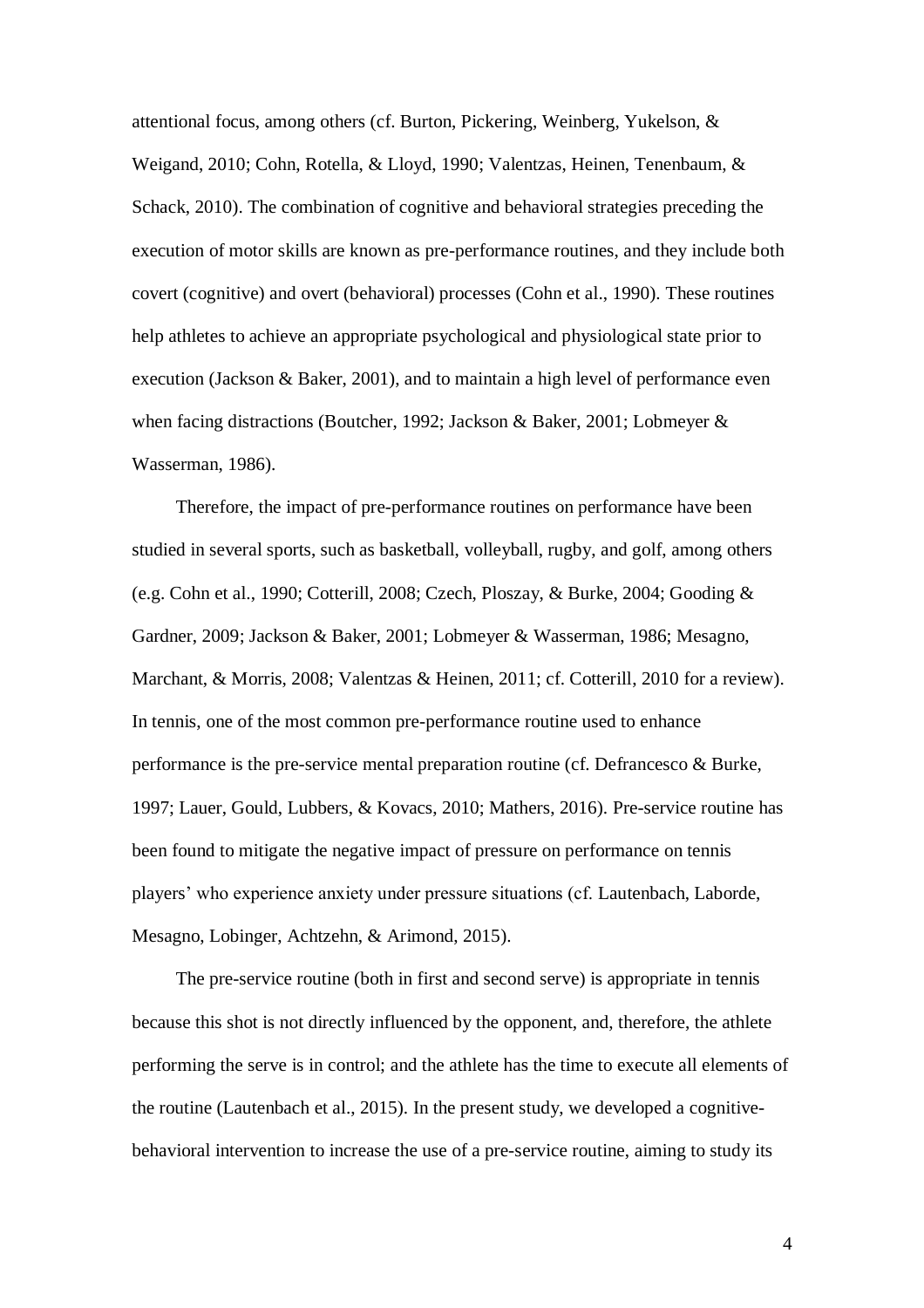attentional focus, among others (cf. Burton, Pickering, Weinberg, Yukelson, & Weigand, 2010; Cohn, Rotella, & Lloyd, 1990; Valentzas, Heinen, Tenenbaum, & Schack, 2010). The combination of cognitive and behavioral strategies preceding the execution of motor skills are known as pre-performance routines, and they include both covert (cognitive) and overt (behavioral) processes (Cohn et al., 1990). These routines help athletes to achieve an appropriate psychological and physiological state prior to execution (Jackson & Baker, 2001), and to maintain a high level of performance even when facing distractions (Boutcher, 1992; Jackson & Baker, 2001; Lobmeyer & Wasserman, 1986).

Therefore, the impact of pre-performance routines on performance have been studied in several sports, such as basketball, volleyball, rugby, and golf, among others (e.g. Cohn et al., 1990; Cotterill, 2008; Czech, Ploszay, & Burke, 2004; Gooding & Gardner, 2009; Jackson & Baker, 2001; Lobmeyer & Wasserman, 1986; Mesagno, Marchant, & Morris, 2008; Valentzas & Heinen, 2011; cf. Cotterill, 2010 for a review). In tennis, one of the most common pre-performance routine used to enhance performance is the pre-service mental preparation routine (cf. Defrancesco & Burke, 1997; Lauer, Gould, Lubbers, & Kovacs, 2010; Mathers, 2016). Pre-service routine has been found to mitigate the negative impact of pressure on performance on tennis players' who experience anxiety under pressure situations (cf. Lautenbach, Laborde, Mesagno, Lobinger, Achtzehn, & Arimond, 2015).

The pre-service routine (both in first and second serve) is appropriate in tennis because this shot is not directly influenced by the opponent, and, therefore, the athlete performing the serve is in control; and the athlete has the time to execute all elements of the routine (Lautenbach et al., 2015). In the present study, we developed a cognitive-behavioral intervention to increase the use of a pre-service routine, aiming to study its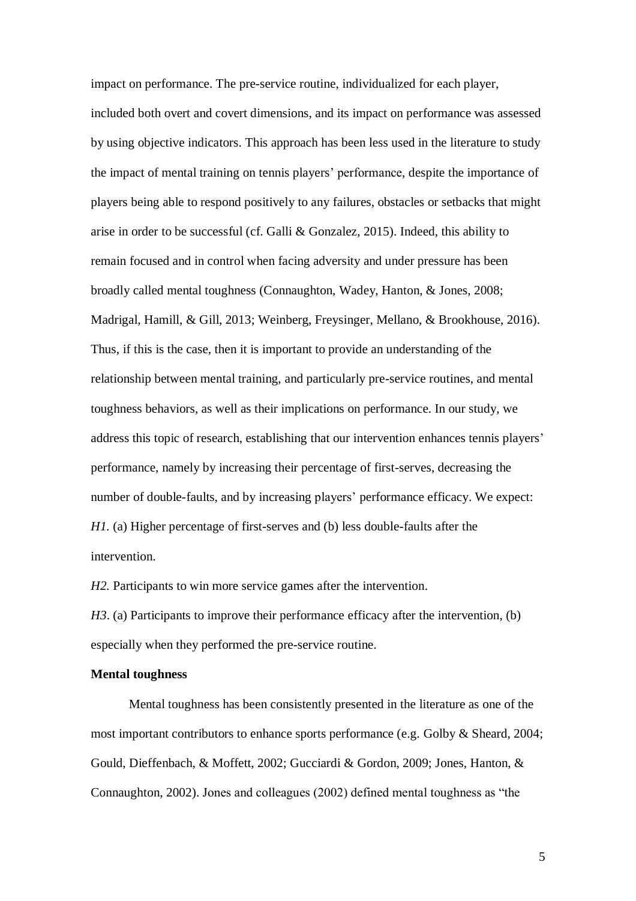impact on performance. The pre-service routine, individualized for each player, included both overt and covert dimensions, and its impact on performance was assessed by using objective indicators. This approach has been less used in the literature to study the impact of mental training on tennis players' performance, despite the importance of players being able to respond positively to any failures, obstacles or setbacks that might arise in order to be successful (cf. Galli & Gonzalez, 2015). Indeed, this ability to remain focused and in control when facing adversity and under pressure has been broadly called mental toughness (Connaughton, Wadey, Hanton, & Jones, 2008; Madrigal, Hamill, & Gill, 2013; Weinberg, Freysinger, Mellano, & Brookhouse, 2016). Thus, if this is the case, then it is important to provide an understanding of the relationship between mental training, and particularly pre-service routines, and mental toughness behaviors, as well as their implications on performance. In our study, we address this topic of research, establishing that our intervention enhances tennis players' performance, namely by increasing their percentage of first-serves, decreasing the number of double-faults, and by increasing players' performance efficacy. We expect:

*H1.* (a) Higher percentage of first-serves and (b) less double-faults after the intervention.

*H2.* Participants to win more service games after the intervention.

*H3*. (a) Participants to improve their performance efficacy after the intervention, (b) especially when they performed the pre-service routine.

**Mental toughness**

Mental toughness has been consistently presented in the literature as one of the most important contributors to enhance sports performance (e.g. Golby & Sheard, 2004; Gould, Dieffenbach, & Moffett, 2002; Gucciardi & Gordon, 2009; Jones, Hanton, & Connaughton, 2002). Jones and colleagues (2002) defined mental toughness as "the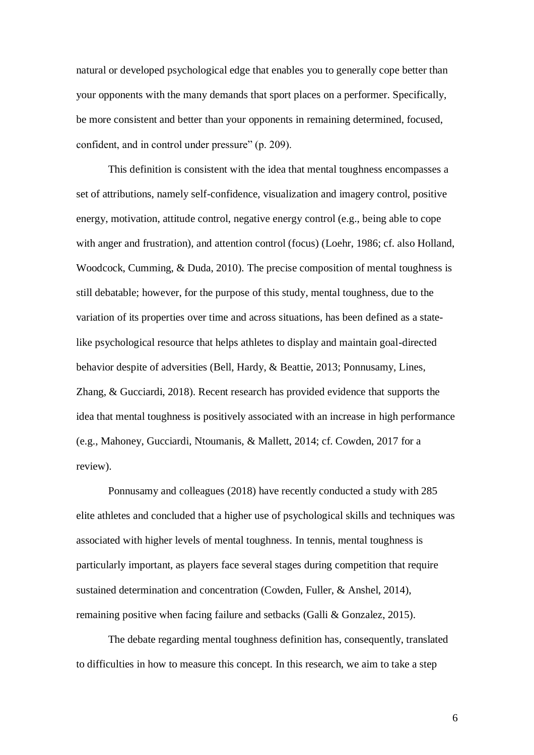natural or developed psychological edge that enables you to generally cope better than your opponents with the many demands that sport places on a performer. Specifically, be more consistent and better than your opponents in remaining determined, focused, confident, and in control under pressure" (p. 209).

This definition is consistent with the idea that mental toughness encompasses a set of attributions, namely self-confidence, visualization and imagery control, positive energy, motivation, attitude control, negative energy control (e.g., being able to cope with anger and frustration), and attention control (focus) (Loehr, 1986; cf. also Holland, Woodcock, Cumming, & Duda, 2010). The precise composition of mental toughness is still debatable; however, for the purpose of this study, mental toughness, due to the variation of its properties over time and across situations, has been defined as a state-like psychological resource that helps athletes to display and maintain goal-directed behavior despite of adversities (Bell, Hardy, & Beattie, 2013; Ponnusamy, Lines, Zhang, & Gucciardi, 2018). Recent research has provided evidence that supports the idea that mental toughness is positively associated with an increase in high performance (e.g., Mahoney, Gucciardi, Ntoumanis, & Mallett, 2014; cf. Cowden, 2017 for a review).

Ponnusamy and colleagues (2018) have recently conducted a study with 285 elite athletes and concluded that a higher use of psychological skills and techniques was associated with higher levels of mental toughness. In tennis, mental toughness is particularly important, as players face several stages during competition that require sustained determination and concentration (Cowden, Fuller, & Anshel, 2014), remaining positive when facing failure and setbacks (Galli & Gonzalez, 2015).

The debate regarding mental toughness definition has, consequently, translated to difficulties in how to measure this concept. In this research, we aim to take a step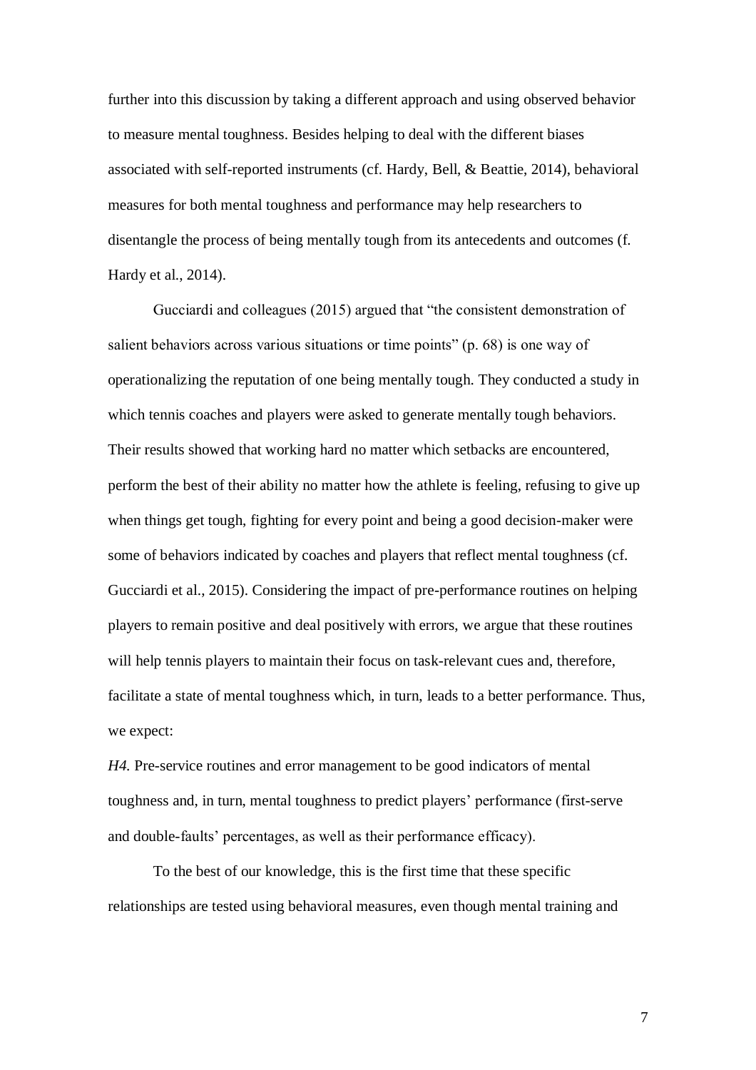further into this discussion by taking a different approach and using observed behavior to measure mental toughness. Besides helping to deal with the different biases associated with self-reported instruments (cf. Hardy, Bell, & Beattie, 2014), behavioral measures for both mental toughness and performance may help researchers to disentangle the process of being mentally tough from its antecedents and outcomes (f. Hardy et al., 2014).

Gucciardi and colleagues (2015) argued that "the consistent demonstration of salient behaviors across various situations or time points" (p. 68) is one way of operationalizing the reputation of one being mentally tough. They conducted a study in which tennis coaches and players were asked to generate mentally tough behaviors. Their results showed that working hard no matter which setbacks are encountered, perform the best of their ability no matter how the athlete is feeling, refusing to give up when things get tough, fighting for every point and being a good decision-maker were some of behaviors indicated by coaches and players that reflect mental toughness (cf. Gucciardi et al., 2015). Considering the impact of pre-performance routines on helping players to remain positive and deal positively with errors, we argue that these routines will help tennis players to maintain their focus on task-relevant cues and, therefore, facilitate a state of mental toughness which, in turn, leads to a better performance. Thus, we expect:

*H4.* Pre-service routines and error management to be good indicators of mental toughness and, in turn, mental toughness to predict players' performance (first-serve and double-faults' percentages, as well as their performance efficacy).

To the best of our knowledge, this is the first time that these specific relationships are tested using behavioral measures, even though mental training and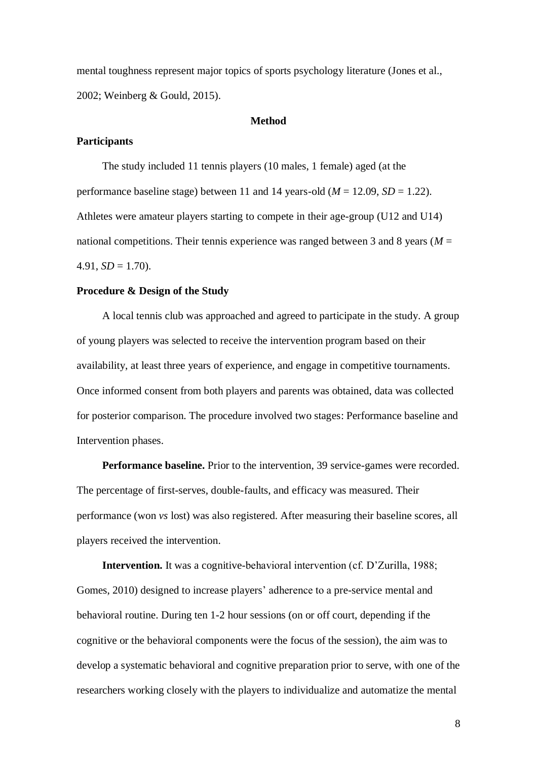mental toughness represent major topics of sports psychology literature (Jones et al., 2002; Weinberg & Gould, 2015).

## Method

### Participants

The study included 11 tennis players (10 males, 1 female) aged (at the performance baseline stage) between 11 and 14 years-old ($M$ = 12.09, $SD$ = 1.22). Athletes were amateur players starting to compete in their age-group (U12 and U14) national competitions. Their tennis experience was ranged between 3 and 8 years ($M$ = 4.91, $SD$ = 1.70).

### Procedure & Design of the Study

A local tennis club was approached and agreed to participate in the study. A group of young players was selected to receive the intervention program based on their availability, at least three years of experience, and engage in competitive tournaments. Once informed consent from both players and parents was obtained, data was collected for posterior comparison. The procedure involved two stages: Performance baseline and Intervention phases.

**Performance baseline.** Prior to the intervention, 39 service-games were recorded. The percentage of first-serves, double-faults, and efficacy was measured. Their performance (won *vs* lost) was also registered. After measuring their baseline scores, all players received the intervention.

**Intervention.** It was a cognitive-behavioral intervention (cf. D'Zurilla, 1988; Gomes, 2010) designed to increase players' adherence to a pre-service mental and behavioral routine. During ten 1-2 hour sessions (on or off court, depending if the cognitive or the behavioral components were the focus of the session), the aim was to develop a systematic behavioral and cognitive preparation prior to serve, with one of the researchers working closely with the players to individualize and automatize the mental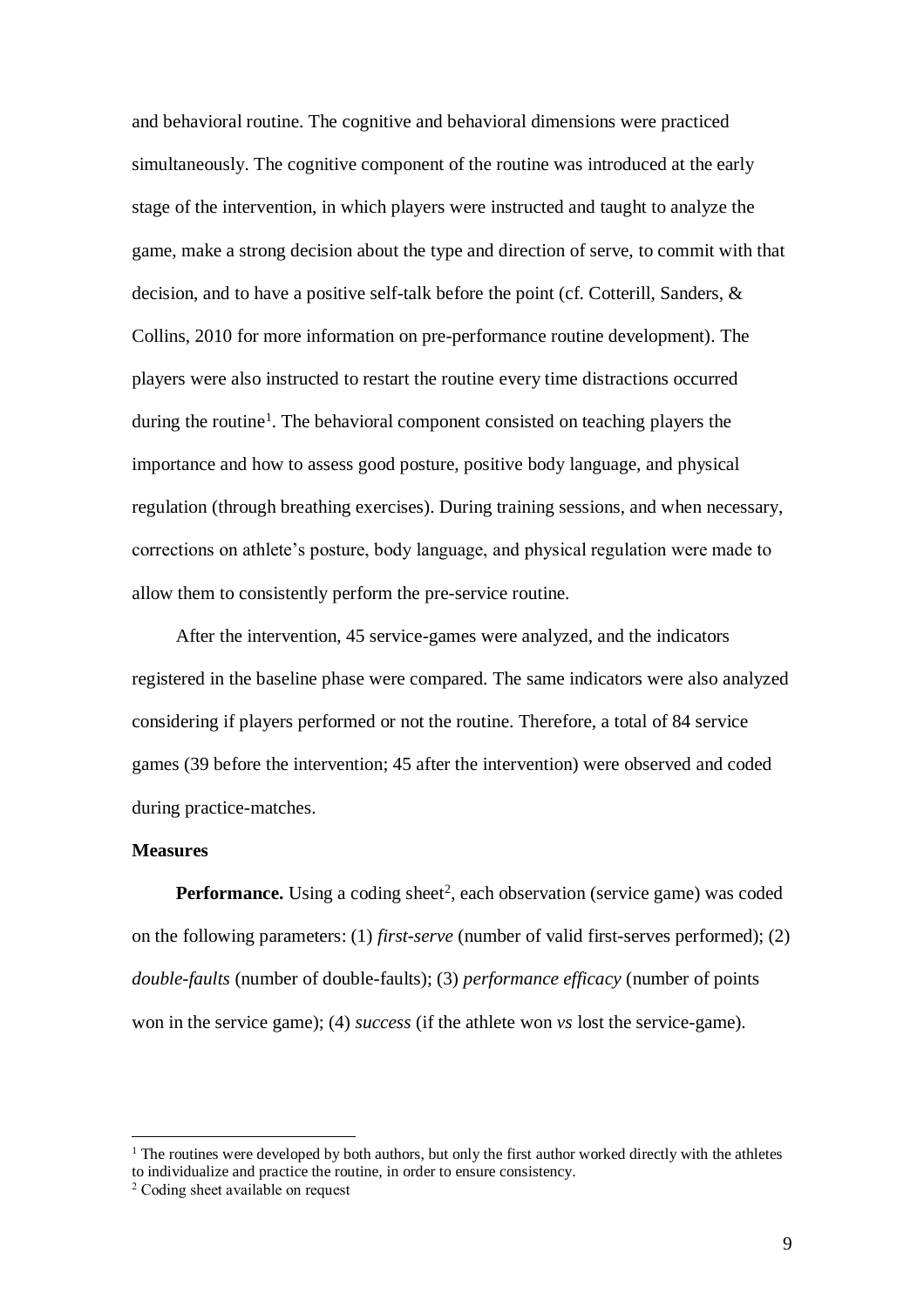and behavioral routine. The cognitive and behavioral dimensions were practiced simultaneously. The cognitive component of the routine was introduced at the early stage of the intervention, in which players were instructed and taught to analyze the game, make a strong decision about the type and direction of serve, to commit with that decision, and to have a positive self-talk before the point (cf. Cotterill, Sanders, & Collins, 2010 for more information on pre-performance routine development). The players were also instructed to restart the routine every time distractions occurred during the routine[1]. The behavioral component consisted on teaching players the importance and how to assess good posture, positive body language, and physical regulation (through breathing exercises). During training sessions, and when necessary, corrections on athlete's posture, body language, and physical regulation were made to allow them to consistently perform the pre-service routine.

After the intervention, 45 service-games were analyzed, and the indicators registered in the baseline phase were compared. The same indicators were also analyzed considering if players performed or not the routine. Therefore, a total of 84 service games (39 before the intervention; 45 after the intervention) were observed and coded during practice-matches.

**Measures**

**Performance.** Using a coding sheet[2], each observation (service game) was coded on the following parameters: (1) *first-serve* (number of valid first-serves performed); (2) *double-faults* (number of double-faults); (3) *performance efficacy* (number of points won in the service game); (4) *success* (if the athlete won *vs* lost the service-game).

---

[1] The routines were developed by both authors, but only the first author worked directly with the athletes to individualize and practice the routine, in order to ensure consistency.

[2] Coding sheet available on request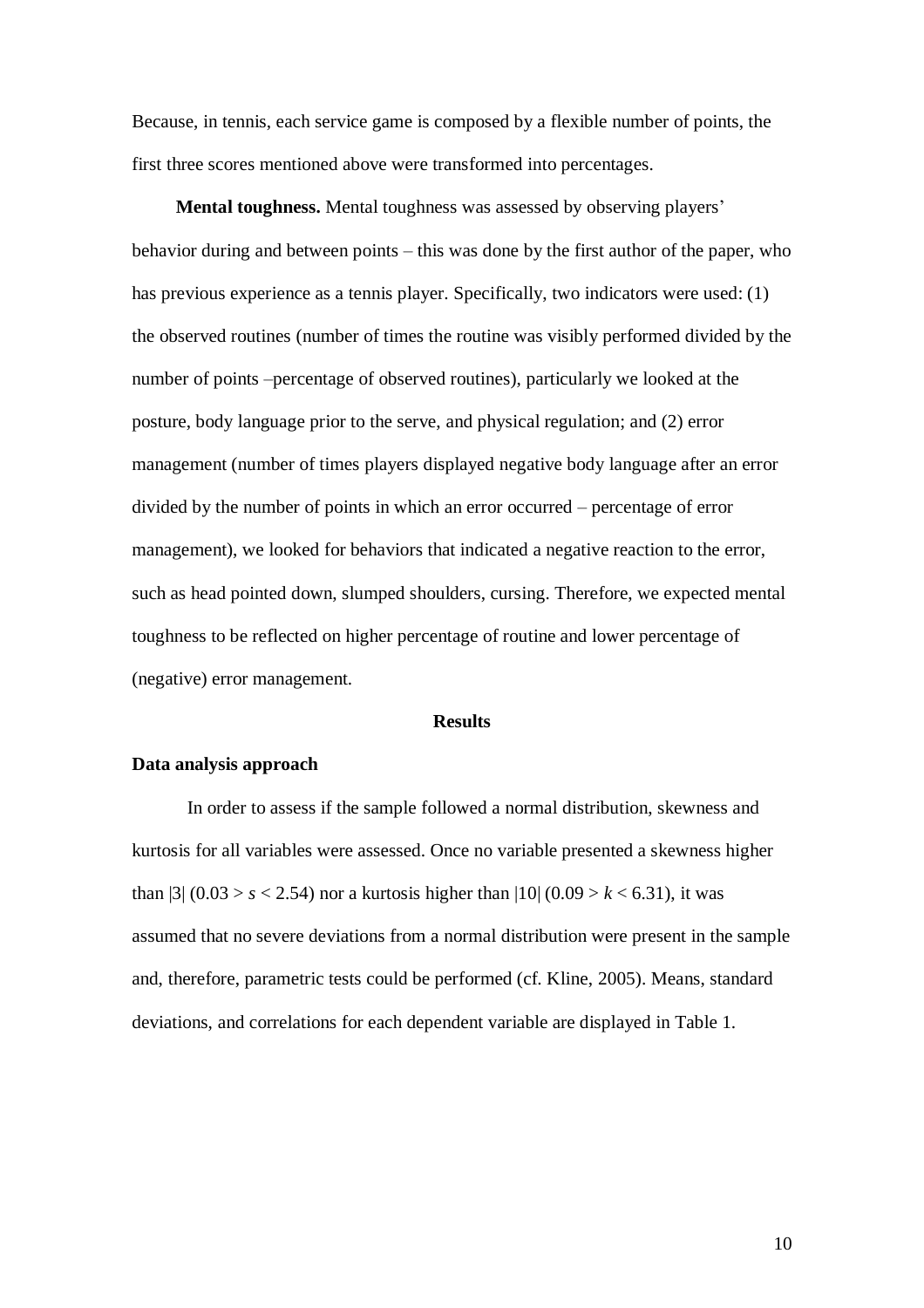Because, in tennis, each service game is composed by a flexible number of points, the first three scores mentioned above were transformed into percentages.

**Mental toughness.** Mental toughness was assessed by observing players' behavior during and between points – this was done by the first author of the paper, who has previous experience as a tennis player. Specifically, two indicators were used: (1) the observed routines (number of times the routine was visibly performed divided by the number of points –percentage of observed routines), particularly we looked at the posture, body language prior to the serve, and physical regulation; and (2) error management (number of times players displayed negative body language after an error divided by the number of points in which an error occurred – percentage of error management), we looked for behaviors that indicated a negative reaction to the error, such as head pointed down, slumped shoulders, cursing. Therefore, we expected mental toughness to be reflected on higher percentage of routine and lower percentage of (negative) error management.

## Results

### Data analysis approach

In order to assess if the sample followed a normal distribution, skewness and kurtosis for all variables were assessed. Once no variable presented a skewness higher than |3| ($0.03 > s < 2.54$) nor a kurtosis higher than |10| ($0.09 > k < 6.31$), it was assumed that no severe deviations from a normal distribution were present in the sample and, therefore, parametric tests could be performed (cf. Kline, 2005). Means, standard deviations, and correlations for each dependent variable are displayed in Table 1.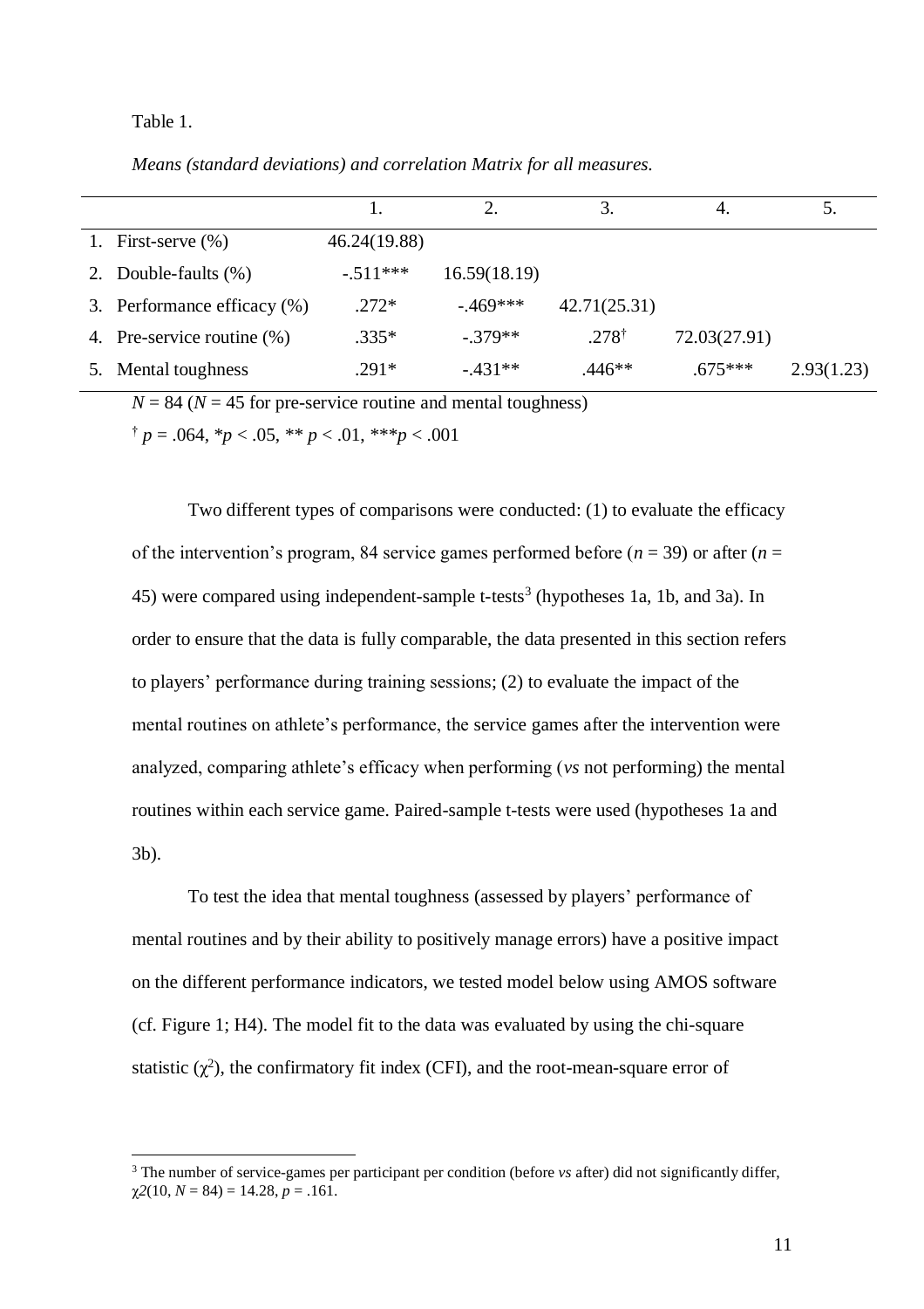Table 1.

*Means (standard deviations) and correlation Matrix for all measures.*

| | 1. | 2. | 3. | 4. | 5. |
|---|---|---|---|---|---|
| 1. First-serve (%) | 46.24(19.88) | | | | |
| 2. Double-faults (%) | -.511*** | 16.59(18.19) | | | |
| 3. Performance efficacy (%) | .272* | -.469*** | 42.71(25.31) | | |
| 4. Pre-service routine (%) | .335* | -.379** | .278$^{\dagger}$ | 72.03(27.91) | |
| 5. Mental toughness | .291* | -.431** | .446** | .675*** | 2.93(1.23) |

*N* = 84 (*N* = 45 for pre-service routine and mental toughness)

$^{\dagger}$ *p* = .064, \**p* < .05, ** *p* < .01, ****p* < .001

Two different types of comparisons were conducted: (1) to evaluate the efficacy of the intervention's program, 84 service games performed before (*n* = 39) or after (*n* = 45) were compared using independent-sample t-tests[3] (hypotheses 1a, 1b, and 3a). In order to ensure that the data is fully comparable, the data presented in this section refers to players' performance during training sessions; (2) to evaluate the impact of the mental routines on athlete's performance, the service games after the intervention were analyzed, comparing athlete's efficacy when performing (*vs* not performing) the mental routines within each service game. Paired-sample t-tests were used (hypotheses 1a and 3b).

To test the idea that mental toughness (assessed by players' performance of mental routines and by their ability to positively manage errors) have a positive impact on the different performance indicators, we tested model below using AMOS software (cf. Figure 1; H4). The model fit to the data was evaluated by using the chi-square statistic ($\chi^2$), the confirmatory fit index (CFI), and the root-mean-square error of

[3] The number of service-games per participant per condition (before *vs* after) did not significantly differ, $\chi 2(10, N = 84) = 14.28$, $p = .161$.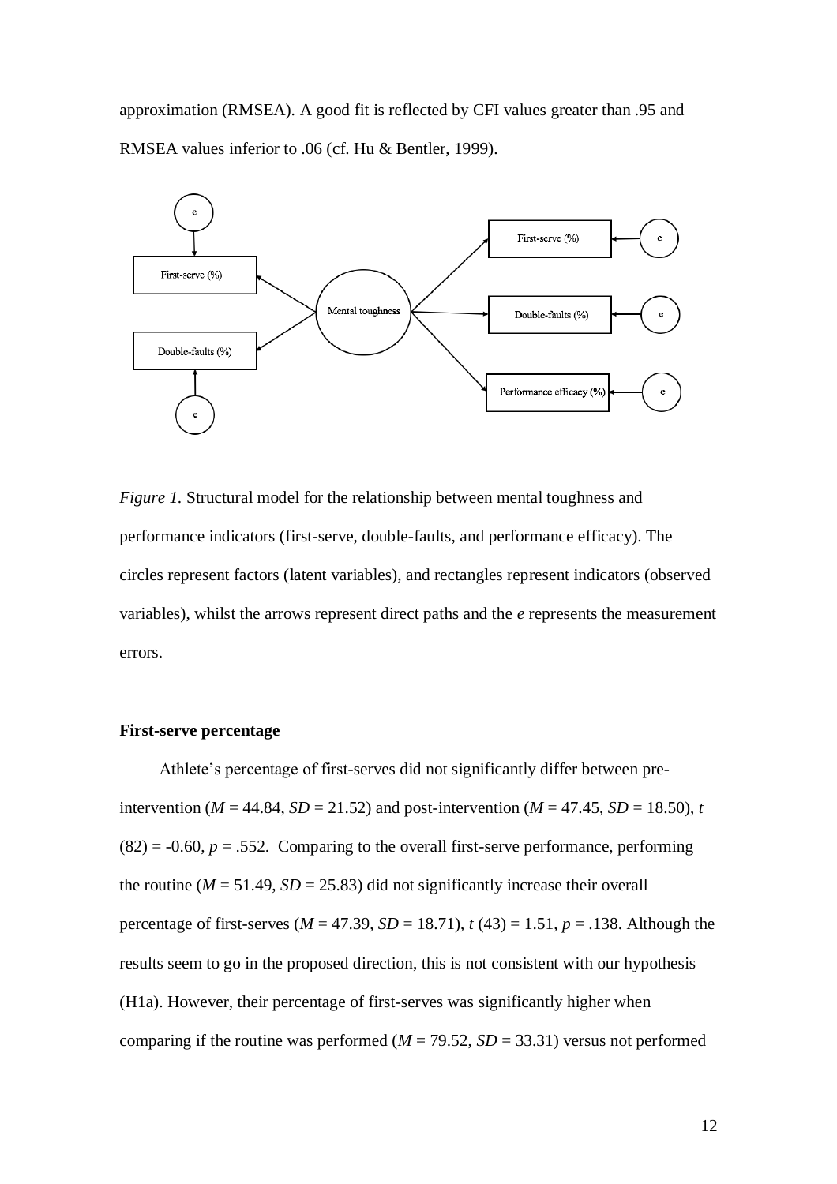approximation (RMSEA). A good fit is reflected by CFI values greater than .95 and RMSEA values inferior to .06 (cf. Hu & Bentler, 1999).

*Figure 1.* Structural model for the relationship between mental toughness and performance indicators (first-serve, double-faults, and performance efficacy). The circles represent factors (latent variables), and rectangles represent indicators (observed variables), whilst the arrows represent direct paths and the *e* represents the measurement errors.

**First-serve percentage**

Athlete's percentage of first-serves did not significantly differ between pre-intervention ($M$ = 44.84, $SD$ = 21.52) and post-intervention ($M$ = 47.45, $SD$ = 18.50), $t$ (82) = -0.60, $p$ = .552. Comparing to the overall first-serve performance, performing the routine ($M$ = 51.49, $SD$ = 25.83) did not significantly increase their overall percentage of first-serves ($M$ = 47.39, $SD$ = 18.71), $t$ (43) = 1.51, $p$ = .138. Although the results seem to go in the proposed direction, this is not consistent with our hypothesis (H1a). However, their percentage of first-serves was significantly higher when comparing if the routine was performed ($M$ = 79.52, $SD$ = 33.31) versus not performed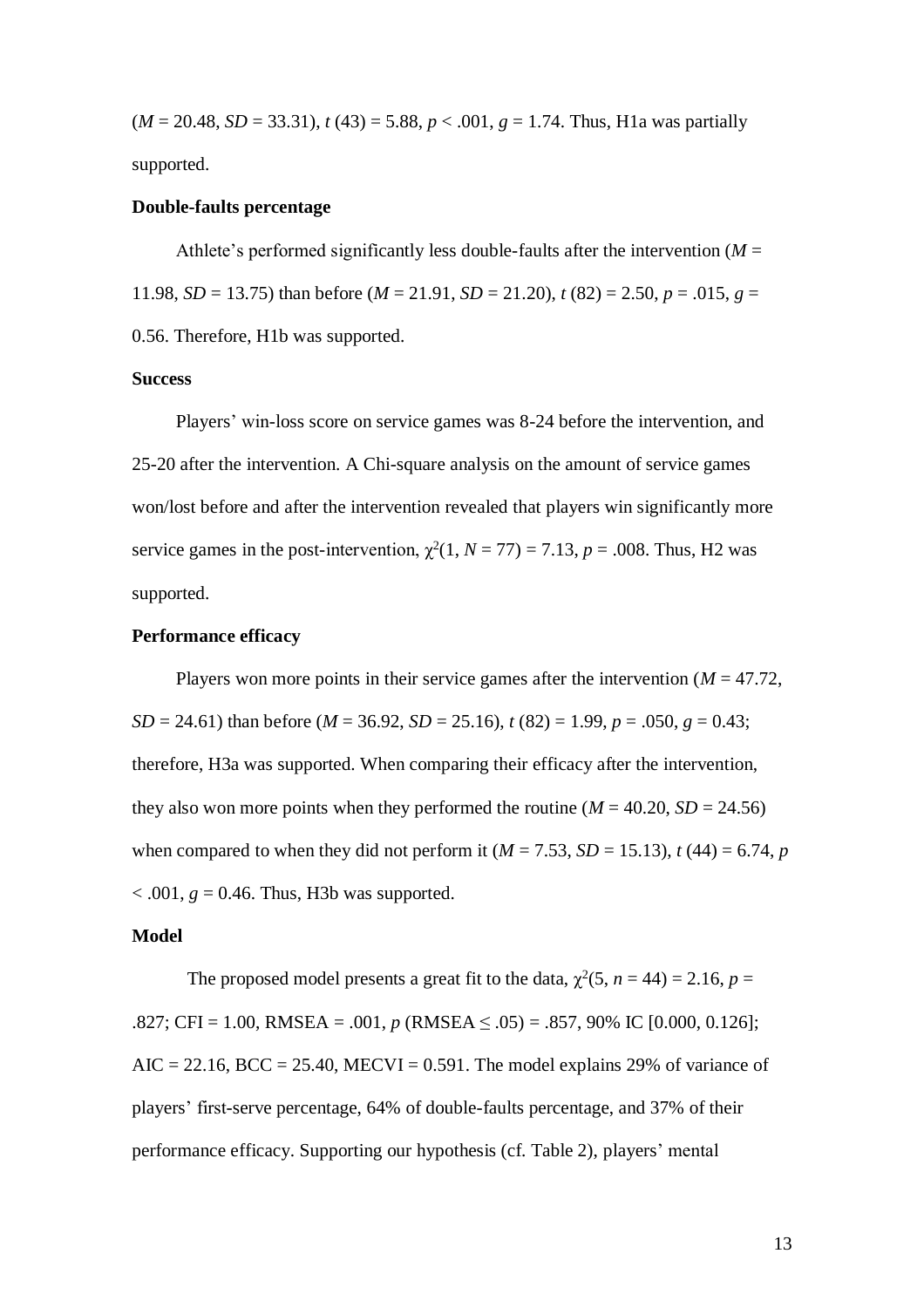($M$ = 20.48, $SD$ = 33.31), $t$ (43) = 5.88, $p$ < .001, $g$ = 1.74. Thus, H1a was partially supported.

**Double-faults percentage**

Athlete's performed significantly less double-faults after the intervention ($M$ = 11.98, $SD$ = 13.75) than before ($M$ = 21.91, $SD$ = 21.20), $t$ (82) = 2.50, $p$ = .015, $g$ = 0.56. Therefore, H1b was supported.

**Success**

Players' win-loss score on service games was 8-24 before the intervention, and 25-20 after the intervention. A Chi-square analysis on the amount of service games won/lost before and after the intervention revealed that players win significantly more service games in the post-intervention, $\chi^2(1, N = 77) = 7.13$, $p$ = .008. Thus, H2 was supported.

**Performance efficacy**

Players won more points in their service games after the intervention ($M$ = 47.72, $SD$ = 24.61) than before ($M$ = 36.92, $SD$ = 25.16), $t$ (82) = 1.99, $p$ = .050, $g$ = 0.43; therefore, H3a was supported. When comparing their efficacy after the intervention, they also won more points when they performed the routine ($M$ = 40.20, $SD$ = 24.56) when compared to when they did not perform it ($M$ = 7.53, $SD$ = 15.13), $t$ (44) = 6.74, $p$ < .001, $g$ = 0.46. Thus, H3b was supported.

**Model**

The proposed model presents a great fit to the data, $\chi^2(5, n = 44) = 2.16$, $p$ = .827; CFI = 1.00, RMSEA = .001, $p$ (RMSEA ≤ .05) = .857, 90% IC [0.000, 0.126]; AIC = 22.16, BCC = 25.40, MECVI = 0.591. The model explains 29% of variance of players' first-serve percentage, 64% of double-faults percentage, and 37% of their performance efficacy. Supporting our hypothesis (cf. Table 2), players' mental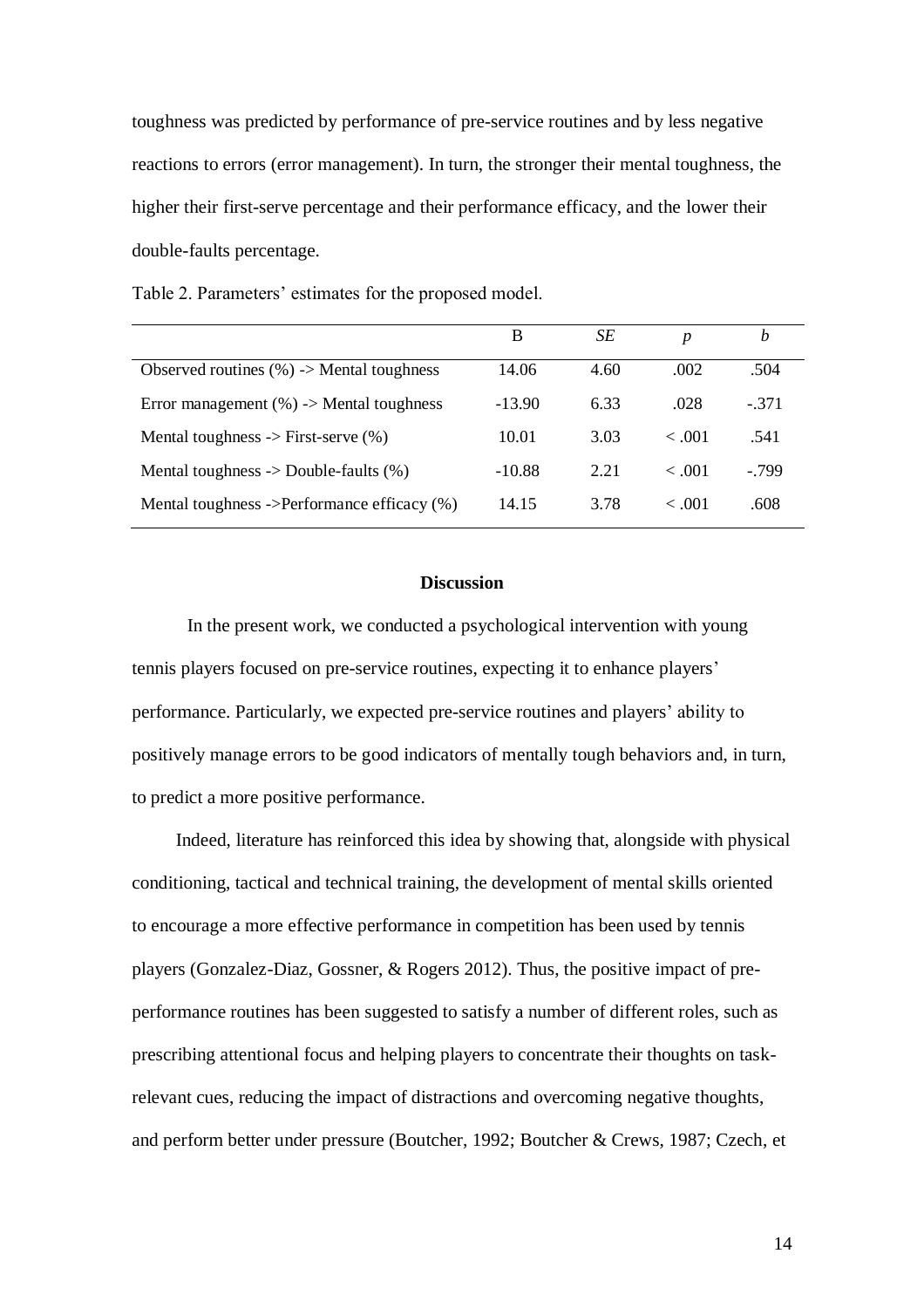toughness was predicted by performance of pre-service routines and by less negative reactions to errors (error management). In turn, the stronger their mental toughness, the higher their first-serve percentage and their performance efficacy, and the lower their double-faults percentage.

Table 2. Parameters' estimates for the proposed model.

| | B | *SE* | *p* | *b* |
|---|---|---|---|---|
| Observed routines (%) -> Mental toughness | 14.06 | 4.60 | .002 | .504 |
| Error management (%) -> Mental toughness | -13.90 | 6.33 | .028 | -.371 |
| Mental toughness -> First-serve (%) | 10.01 | 3.03 | < .001 | .541 |
| Mental toughness -> Double-faults (%) | -10.88 | 2.21 | < .001 | -.799 |
| Mental toughness ->Performance efficacy (%) | 14.15 | 3.78 | < .001 | .608 |

## Discussion

In the present work, we conducted a psychological intervention with young tennis players focused on pre-service routines, expecting it to enhance players' performance. Particularly, we expected pre-service routines and players' ability to positively manage errors to be good indicators of mentally tough behaviors and, in turn, to predict a more positive performance.

Indeed, literature has reinforced this idea by showing that, alongside with physical conditioning, tactical and technical training, the development of mental skills oriented to encourage a more effective performance in competition has been used by tennis players (Gonzalez-Diaz, Gossner, & Rogers 2012). Thus, the positive impact of pre-performance routines has been suggested to satisfy a number of different roles, such as prescribing attentional focus and helping players to concentrate their thoughts on task-relevant cues, reducing the impact of distractions and overcoming negative thoughts, and perform better under pressure (Boutcher, 1992; Boutcher & Crews, 1987; Czech, et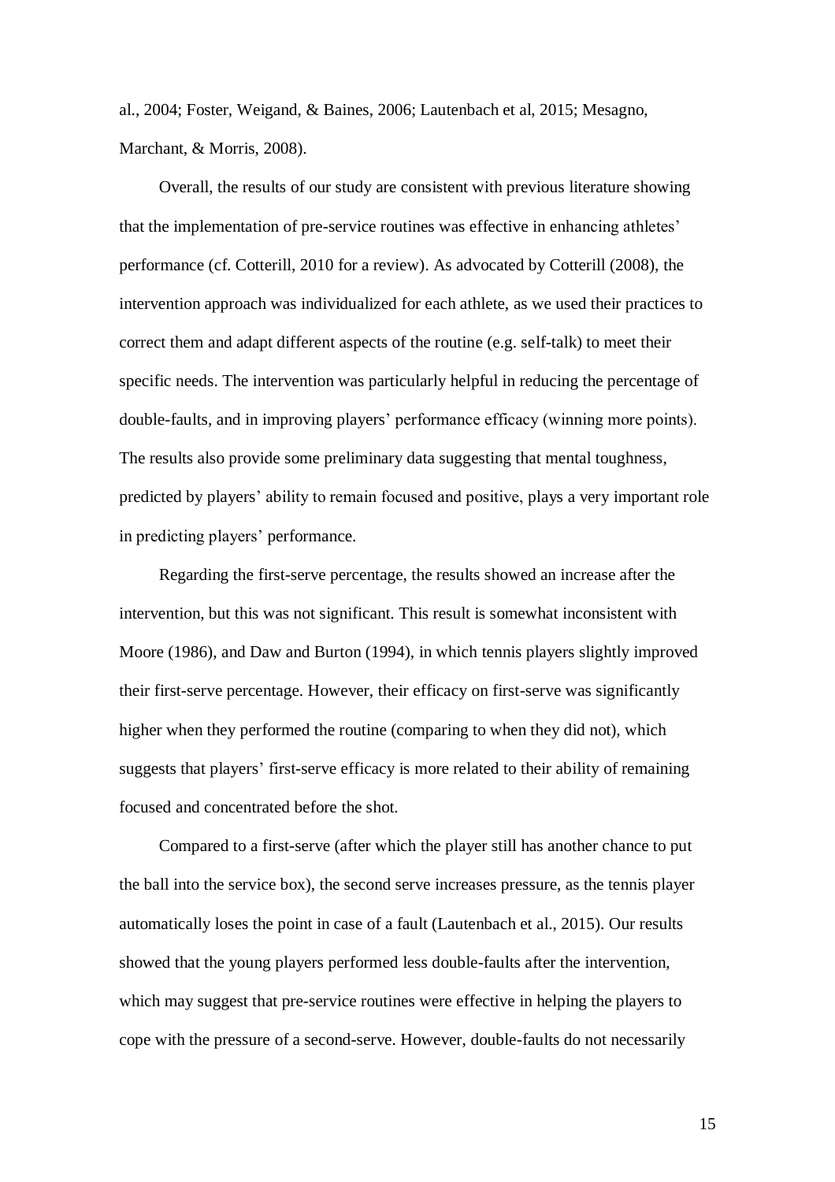al., 2004; Foster, Weigand, & Baines, 2006; Lautenbach et al, 2015; Mesagno, Marchant, & Morris, 2008).

Overall, the results of our study are consistent with previous literature showing that the implementation of pre-service routines was effective in enhancing athletes' performance (cf. Cotterill, 2010 for a review). As advocated by Cotterill (2008), the intervention approach was individualized for each athlete, as we used their practices to correct them and adapt different aspects of the routine (e.g. self-talk) to meet their specific needs. The intervention was particularly helpful in reducing the percentage of double-faults, and in improving players' performance efficacy (winning more points). The results also provide some preliminary data suggesting that mental toughness, predicted by players' ability to remain focused and positive, plays a very important role in predicting players' performance.

Regarding the first-serve percentage, the results showed an increase after the intervention, but this was not significant. This result is somewhat inconsistent with Moore (1986), and Daw and Burton (1994), in which tennis players slightly improved their first-serve percentage. However, their efficacy on first-serve was significantly higher when they performed the routine (comparing to when they did not), which suggests that players' first-serve efficacy is more related to their ability of remaining focused and concentrated before the shot.

Compared to a first-serve (after which the player still has another chance to put the ball into the service box), the second serve increases pressure, as the tennis player automatically loses the point in case of a fault (Lautenbach et al., 2015). Our results showed that the young players performed less double-faults after the intervention, which may suggest that pre-service routines were effective in helping the players to cope with the pressure of a second-serve. However, double-faults do not necessarily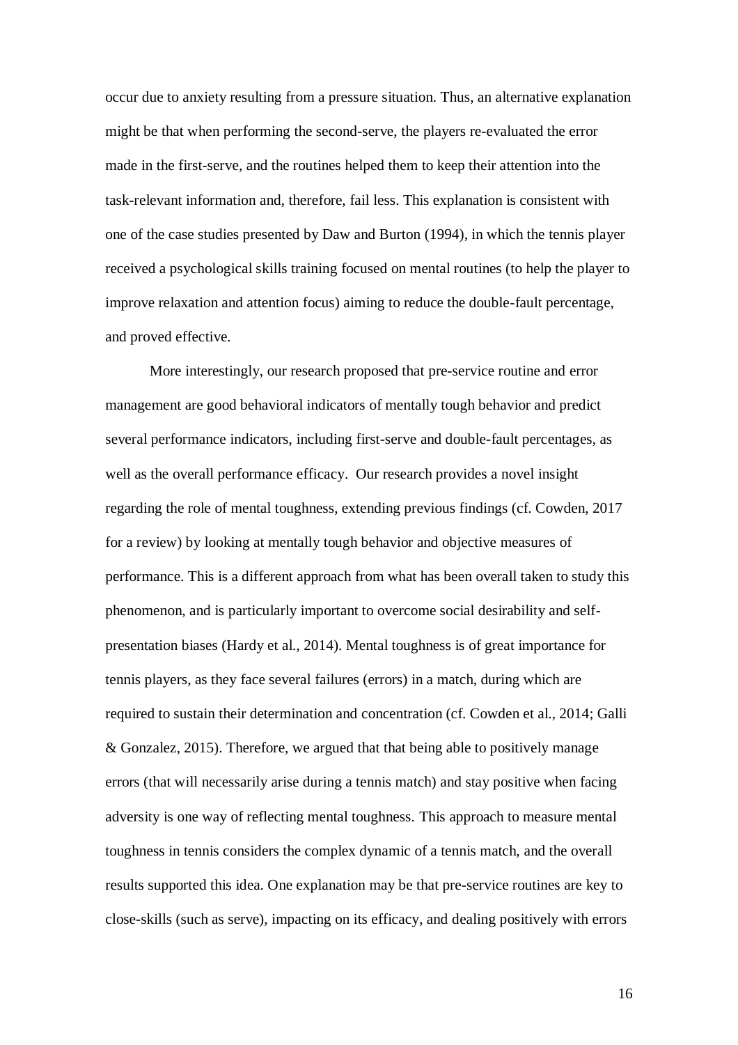occur due to anxiety resulting from a pressure situation. Thus, an alternative explanation might be that when performing the second-serve, the players re-evaluated the error made in the first-serve, and the routines helped them to keep their attention into the task-relevant information and, therefore, fail less. This explanation is consistent with one of the case studies presented by Daw and Burton (1994), in which the tennis player received a psychological skills training focused on mental routines (to help the player to improve relaxation and attention focus) aiming to reduce the double-fault percentage, and proved effective.

More interestingly, our research proposed that pre-service routine and error management are good behavioral indicators of mentally tough behavior and predict several performance indicators, including first-serve and double-fault percentages, as well as the overall performance efficacy. Our research provides a novel insight regarding the role of mental toughness, extending previous findings (cf. Cowden, 2017 for a review) by looking at mentally tough behavior and objective measures of performance. This is a different approach from what has been overall taken to study this phenomenon, and is particularly important to overcome social desirability and self-presentation biases (Hardy et al., 2014). Mental toughness is of great importance for tennis players, as they face several failures (errors) in a match, during which are required to sustain their determination and concentration (cf. Cowden et al., 2014; Galli & Gonzalez, 2015). Therefore, we argued that that being able to positively manage errors (that will necessarily arise during a tennis match) and stay positive when facing adversity is one way of reflecting mental toughness. This approach to measure mental toughness in tennis considers the complex dynamic of a tennis match, and the overall results supported this idea. One explanation may be that pre-service routines are key to close-skills (such as serve), impacting on its efficacy, and dealing positively with errors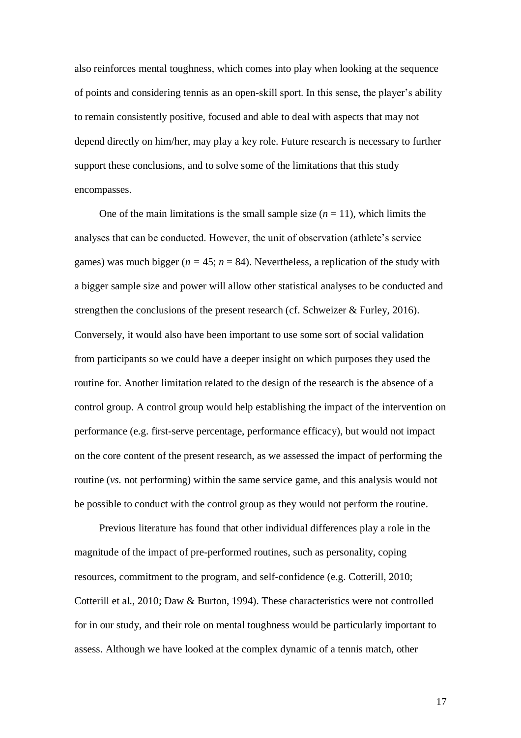also reinforces mental toughness, which comes into play when looking at the sequence of points and considering tennis as an open-skill sport. In this sense, the player's ability to remain consistently positive, focused and able to deal with aspects that may not depend directly on him/her, may play a key role. Future research is necessary to further support these conclusions, and to solve some of the limitations that this study encompasses.

One of the main limitations is the small sample size ($n = 11$), which limits the analyses that can be conducted. However, the unit of observation (athlete's service games) was much bigger ($n = 45$; $n = 84$). Nevertheless, a replication of the study with a bigger sample size and power will allow other statistical analyses to be conducted and strengthen the conclusions of the present research (cf. Schweizer & Furley, 2016). Conversely, it would also have been important to use some sort of social validation from participants so we could have a deeper insight on which purposes they used the routine for. Another limitation related to the design of the research is the absence of a control group. A control group would help establishing the impact of the intervention on performance (e.g. first-serve percentage, performance efficacy), but would not impact on the core content of the present research, as we assessed the impact of performing the routine (*vs.* not performing) within the same service game, and this analysis would not be possible to conduct with the control group as they would not perform the routine.

Previous literature has found that other individual differences play a role in the magnitude of the impact of pre-performed routines, such as personality, coping resources, commitment to the program, and self-confidence (e.g. Cotterill, 2010; Cotterill et al., 2010; Daw & Burton, 1994). These characteristics were not controlled for in our study, and their role on mental toughness would be particularly important to assess. Although we have looked at the complex dynamic of a tennis match, other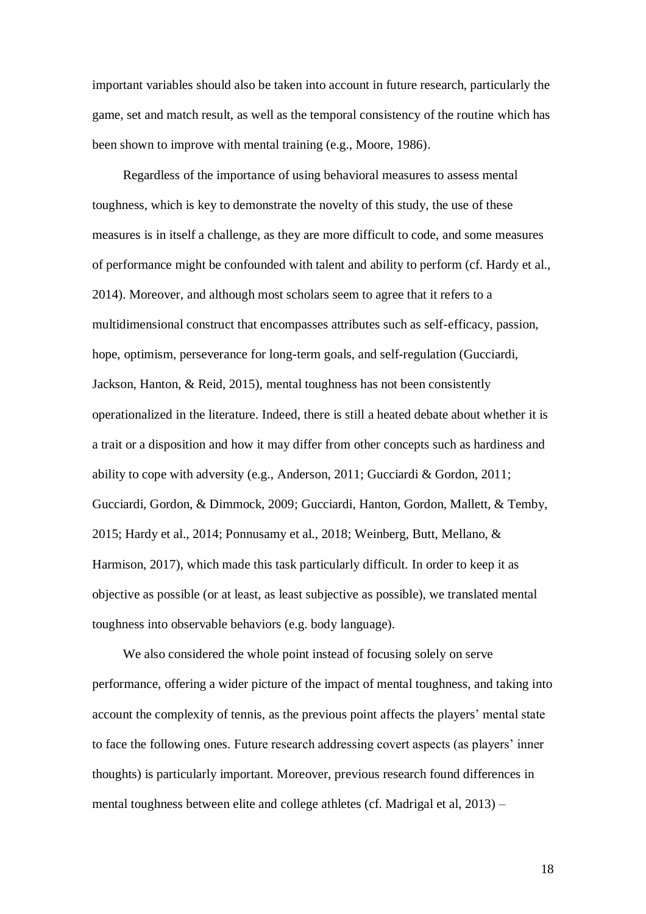important variables should also be taken into account in future research, particularly the game, set and match result, as well as the temporal consistency of the routine which has been shown to improve with mental training (e.g., Moore, 1986).

Regardless of the importance of using behavioral measures to assess mental toughness, which is key to demonstrate the novelty of this study, the use of these measures is in itself a challenge, as they are more difficult to code, and some measures of performance might be confounded with talent and ability to perform (cf. Hardy et al., 2014). Moreover, and although most scholars seem to agree that it refers to a multidimensional construct that encompasses attributes such as self-efficacy, passion, hope, optimism, perseverance for long-term goals, and self-regulation (Gucciardi, Jackson, Hanton, & Reid, 2015), mental toughness has not been consistently operationalized in the literature. Indeed, there is still a heated debate about whether it is a trait or a disposition and how it may differ from other concepts such as hardiness and ability to cope with adversity (e.g., Anderson, 2011; Gucciardi & Gordon, 2011; Gucciardi, Gordon, & Dimmock, 2009; Gucciardi, Hanton, Gordon, Mallett, & Temby, 2015; Hardy et al., 2014; Ponnusamy et al., 2018; Weinberg, Butt, Mellano, & Harmison, 2017), which made this task particularly difficult. In order to keep it as objective as possible (or at least, as least subjective as possible), we translated mental toughness into observable behaviors (e.g. body language).

We also considered the whole point instead of focusing solely on serve performance, offering a wider picture of the impact of mental toughness, and taking into account the complexity of tennis, as the previous point affects the players' mental state to face the following ones. Future research addressing covert aspects (as players' inner thoughts) is particularly important. Moreover, previous research found differences in mental toughness between elite and college athletes (cf. Madrigal et al, 2013) –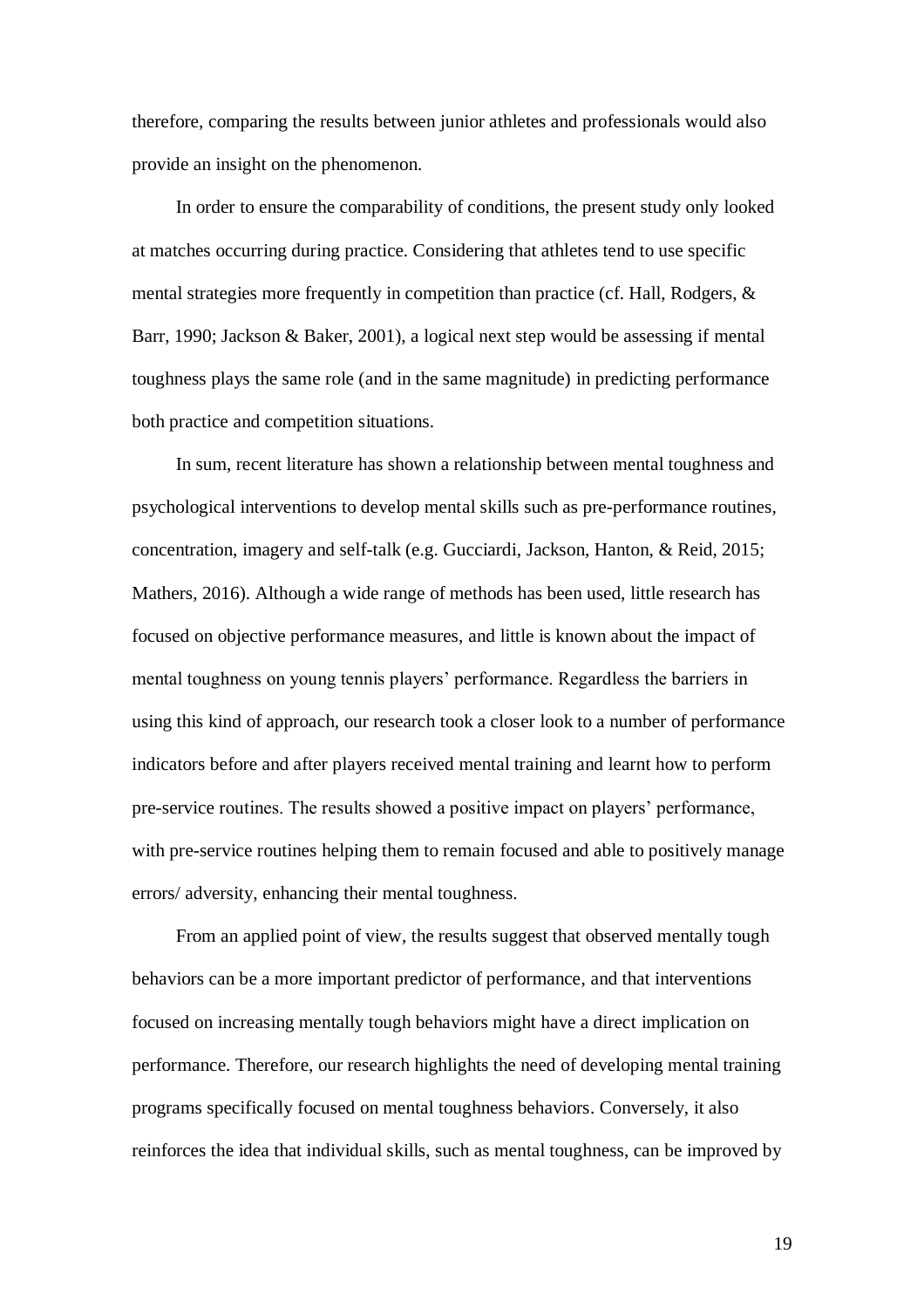therefore, comparing the results between junior athletes and professionals would also provide an insight on the phenomenon.

In order to ensure the comparability of conditions, the present study only looked at matches occurring during practice. Considering that athletes tend to use specific mental strategies more frequently in competition than practice (cf. Hall, Rodgers, & Barr, 1990; Jackson & Baker, 2001), a logical next step would be assessing if mental toughness plays the same role (and in the same magnitude) in predicting performance both practice and competition situations.

In sum, recent literature has shown a relationship between mental toughness and psychological interventions to develop mental skills such as pre-performance routines, concentration, imagery and self-talk (e.g. Gucciardi, Jackson, Hanton, & Reid, 2015; Mathers, 2016). Although a wide range of methods has been used, little research has focused on objective performance measures, and little is known about the impact of mental toughness on young tennis players' performance. Regardless the barriers in using this kind of approach, our research took a closer look to a number of performance indicators before and after players received mental training and learnt how to perform pre-service routines. The results showed a positive impact on players' performance, with pre-service routines helping them to remain focused and able to positively manage errors/ adversity, enhancing their mental toughness.

From an applied point of view, the results suggest that observed mentally tough behaviors can be a more important predictor of performance, and that interventions focused on increasing mentally tough behaviors might have a direct implication on performance. Therefore, our research highlights the need of developing mental training programs specifically focused on mental toughness behaviors. Conversely, it also reinforces the idea that individual skills, such as mental toughness, can be improved by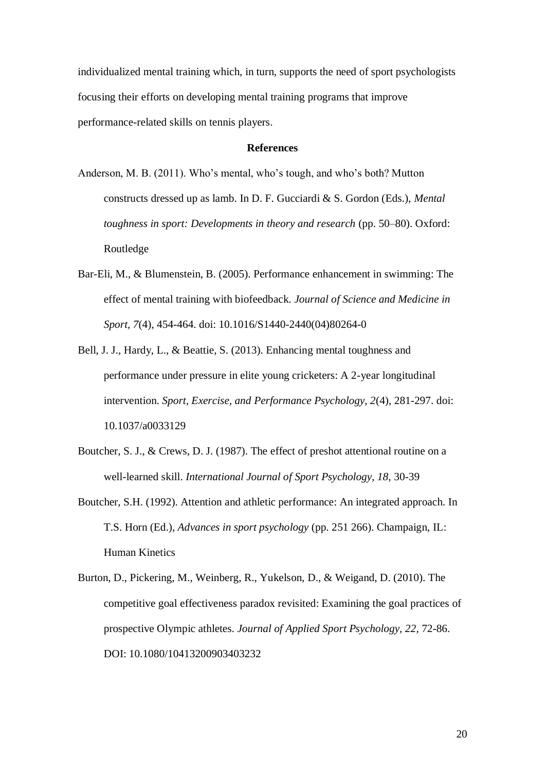individualized mental training which, in turn, supports the need of sport psychologists focusing their efforts on developing mental training programs that improve performance-related skills on tennis players.

## References

Anderson, M. B. (2011). Who's mental, who's tough, and who's both? Mutton constructs dressed up as lamb. In D. F. Gucciardi & S. Gordon (Eds.), *Mental toughness in sport: Developments in theory and research* (pp. 50–80). Oxford: Routledge

Bar-Eli, M., & Blumenstein, B. (2005). Performance enhancement in swimming: The effect of mental training with biofeedback. *Journal of Science and Medicine in Sport, 7*(4), 454-464. doi: 10.1016/S1440-2440(04)80264-0

Bell, J. J., Hardy, L., & Beattie, S. (2013). Enhancing mental toughness and performance under pressure in elite young cricketers: A 2-year longitudinal intervention. *Sport, Exercise, and Performance Psychology, 2*(4), 281-297. doi: 10.1037/a0033129

Boutcher, S. J., & Crews, D. J. (1987). The effect of preshot attentional routine on a well-learned skill. *International Journal of Sport Psychology, 18*, 30-39

Boutcher, S.H. (1992). Attention and athletic performance: An integrated approach. In T.S. Horn (Ed.), *Advances in sport psychology* (pp. 251 266). Champaign, IL: Human Kinetics

Burton, D., Pickering, M., Weinberg, R., Yukelson, D., & Weigand, D. (2010). The competitive goal effectiveness paradox revisited: Examining the goal practices of prospective Olympic athletes. *Journal of Applied Sport Psychology, 22*, 72-86. DOI: 10.1080/10413200903403232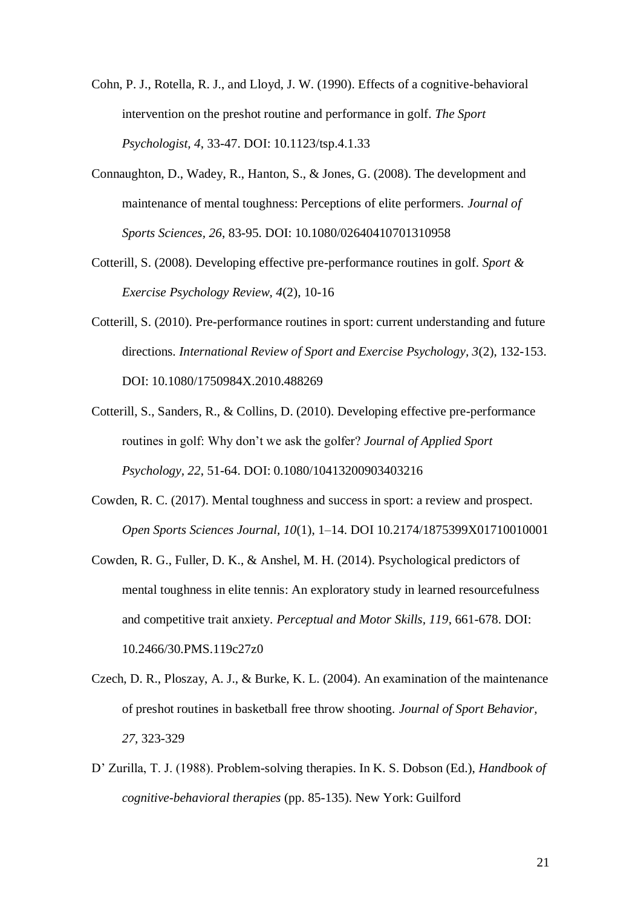Cohn, P. J., Rotella, R. J., and Lloyd, J. W. (1990). Effects of a cognitive-behavioral intervention on the preshot routine and performance in golf. *The Sport Psychologist, 4*, 33-47. DOI: 10.1123/tsp.4.1.33

Connaughton, D., Wadey, R., Hanton, S., & Jones, G. (2008). The development and maintenance of mental toughness: Perceptions of elite performers. *Journal of Sports Sciences, 26*, 83-95. DOI: 10.1080/02640410701310958

Cotterill, S. (2008). Developing effective pre-performance routines in golf. *Sport & Exercise Psychology Review, 4*(2), 10-16

Cotterill, S. (2010). Pre-performance routines in sport: current understanding and future directions. *International Review of Sport and Exercise Psychology, 3*(2), 132-153. DOI: 10.1080/1750984X.2010.488269

Cotterill, S., Sanders, R., & Collins, D. (2010). Developing effective pre-performance routines in golf: Why don't we ask the golfer? *Journal of Applied Sport Psychology, 22*, 51-64. DOI: 0.1080/10413200903403216

Cowden, R. C. (2017). Mental toughness and success in sport: a review and prospect. *Open Sports Sciences Journal, 10*(1), 1–14. DOI 10.2174/1875399X01710010001

Cowden, R. G., Fuller, D. K., & Anshel, M. H. (2014). Psychological predictors of mental toughness in elite tennis: An exploratory study in learned resourcefulness and competitive trait anxiety. *Perceptual and Motor Skills, 119*, 661-678. DOI: 10.2466/30.PMS.119c27z0

Czech, D. R., Ploszay, A. J., & Burke, K. L. (2004). An examination of the maintenance of preshot routines in basketball free throw shooting. *Journal of Sport Behavior, 27*, 323-329

D' Zurilla, T. J. (1988). Problem-solving therapies. In K. S. Dobson (Ed.), *Handbook of cognitive-behavioral therapies* (pp. 85-135). New York: Guilford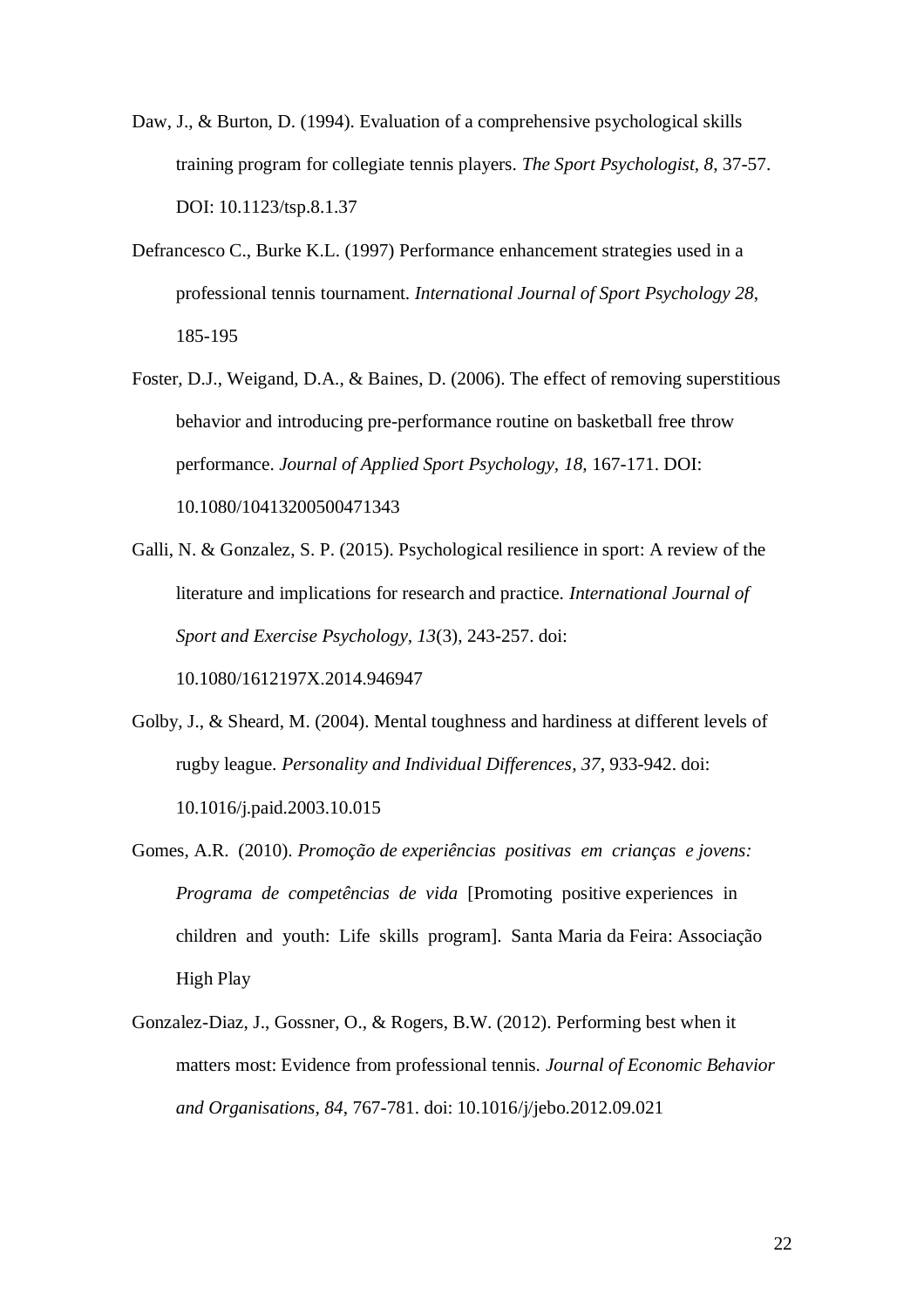Daw, J., & Burton, D. (1994). Evaluation of a comprehensive psychological skills training program for collegiate tennis players. *The Sport Psychologist, 8*, 37-57. DOI: 10.1123/tsp.8.1.37

Defrancesco C., Burke K.L. (1997) Performance enhancement strategies used in a professional tennis tournament. *International Journal of Sport Psychology 28*, 185-195

Foster, D.J., Weigand, D.A., & Baines, D. (2006). The effect of removing superstitious behavior and introducing pre-performance routine on basketball free throw performance. *Journal of Applied Sport Psychology, 18*, 167-171. DOI: 10.1080/10413200500471343

Galli, N. & Gonzalez, S. P. (2015). Psychological resilience in sport: A review of the literature and implications for research and practice. *International Journal of Sport and Exercise Psychology, 13*(3), 243-257. doi: 10.1080/1612197X.2014.946947

Golby, J., & Sheard, M. (2004). Mental toughness and hardiness at different levels of rugby league. *Personality and Individual Differences, 37*, 933-942. doi: 10.1016/j.paid.2003.10.015

Gomes, A.R. (2010). *Promoção de experiências positivas em crianças e jovens: Programa de competências de vida* [Promoting positive experiences in children and youth: Life skills program]. Santa Maria da Feira: Associação High Play

Gonzalez-Diaz, J., Gossner, O., & Rogers, B.W. (2012). Performing best when it matters most: Evidence from professional tennis. *Journal of Economic Behavior and Organisations, 84*, 767-781. doi: 10.1016/j/jebo.2012.09.021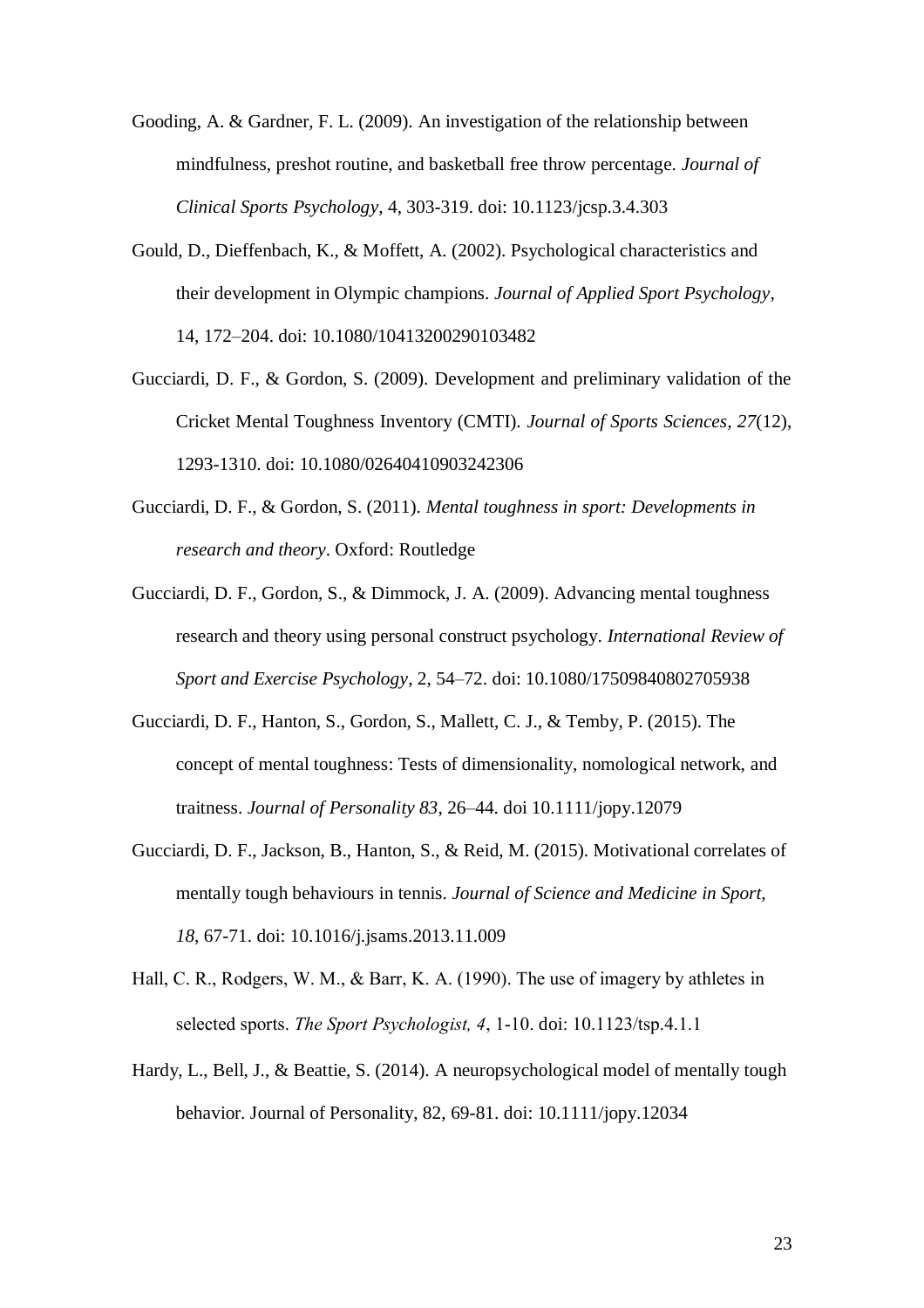Gooding, A. & Gardner, F. L. (2009). An investigation of the relationship between mindfulness, preshot routine, and basketball free throw percentage. *Journal of Clinical Sports Psychology*, 4, 303-319. doi: 10.1123/jcsp.3.4.303

Gould, D., Dieffenbach, K., & Moffett, A. (2002). Psychological characteristics and their development in Olympic champions. *Journal of Applied Sport Psychology*, 14, 172–204. doi: 10.1080/10413200290103482

Gucciardi, D. F., & Gordon, S. (2009). Development and preliminary validation of the Cricket Mental Toughness Inventory (CMTI). *Journal of Sports Sciences, 27*(12), 1293-1310. doi: 10.1080/02640410903242306

Gucciardi, D. F., & Gordon, S. (2011). *Mental toughness in sport: Developments in research and theory*. Oxford: Routledge

Gucciardi, D. F., Gordon, S., & Dimmock, J. A. (2009). Advancing mental toughness research and theory using personal construct psychology. *International Review of Sport and Exercise Psychology*, 2, 54–72. doi: 10.1080/17509840802705938

Gucciardi, D. F., Hanton, S., Gordon, S., Mallett, C. J., & Temby, P. (2015). The concept of mental toughness: Tests of dimensionality, nomological network, and traitness. *Journal of Personality 83*, 26–44. doi 10.1111/jopy.12079

Gucciardi, D. F., Jackson, B., Hanton, S., & Reid, M. (2015). Motivational correlates of mentally tough behaviours in tennis. *Journal of Science and Medicine in Sport, 18*, 67-71. doi: 10.1016/j.jsams.2013.11.009

Hall, C. R., Rodgers, W. M., & Barr, K. A. (1990). The use of imagery by athletes in selected sports. *The Sport Psychologist, 4*, 1-10. doi: 10.1123/tsp.4.1.1

Hardy, L., Bell, J., & Beattie, S. (2014). A neuropsychological model of mentally tough behavior. Journal of Personality, 82, 69-81. doi: 10.1111/jopy.12034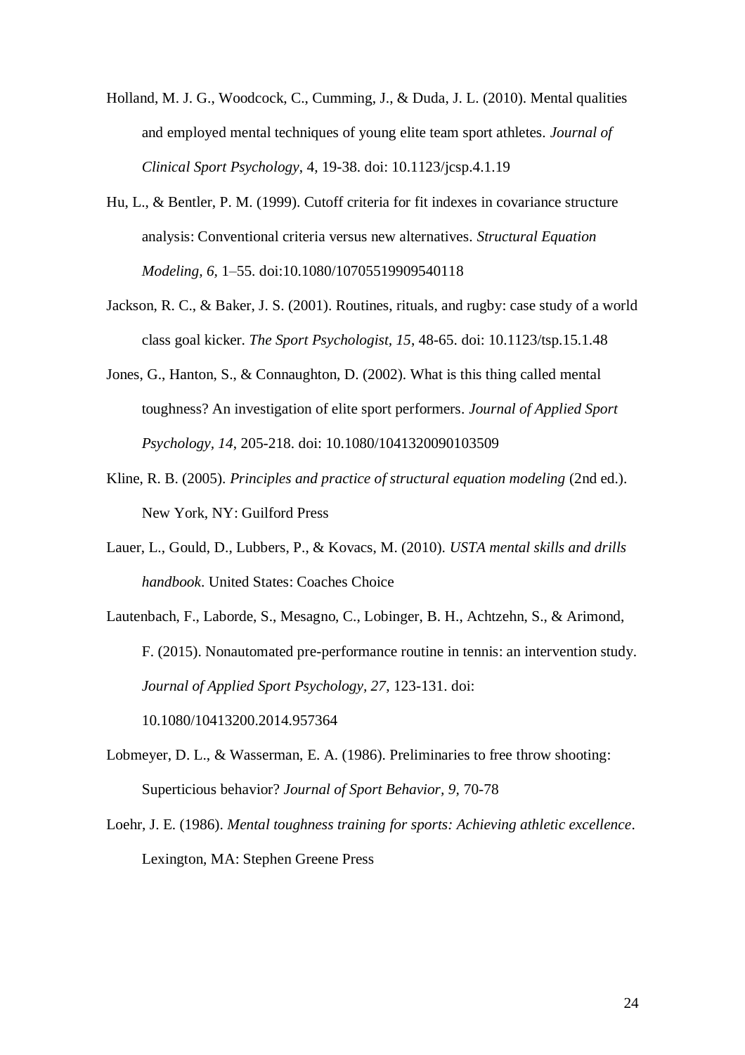Holland, M. J. G., Woodcock, C., Cumming, J., & Duda, J. L. (2010). Mental qualities and employed mental techniques of young elite team sport athletes. *Journal of Clinical Sport Psychology*, 4, 19-38. doi: 10.1123/jcsp.4.1.19

Hu, L., & Bentler, P. M. (1999). Cutoff criteria for fit indexes in covariance structure analysis: Conventional criteria versus new alternatives. *Structural Equation Modeling, 6*, 1–55. doi:10.1080/10705519909540118

Jackson, R. C., & Baker, J. S. (2001). Routines, rituals, and rugby: case study of a world class goal kicker. *The Sport Psychologist, 15*, 48-65. doi: 10.1123/tsp.15.1.48

Jones, G., Hanton, S., & Connaughton, D. (2002). What is this thing called mental toughness? An investigation of elite sport performers. *Journal of Applied Sport Psychology, 14*, 205-218. doi: 10.1080/1041320090103509

Kline, R. B. (2005). *Principles and practice of structural equation modeling* (2nd ed.). New York, NY: Guilford Press

Lauer, L., Gould, D., Lubbers, P., & Kovacs, M. (2010). *USTA mental skills and drills handbook*. United States: Coaches Choice

Lautenbach, F., Laborde, S., Mesagno, C., Lobinger, B. H., Achtzehn, S., & Arimond, F. (2015). Nonautomated pre-performance routine in tennis: an intervention study. *Journal of Applied Sport Psychology, 27*, 123-131. doi: 10.1080/10413200.2014.957364

Lobmeyer, D. L., & Wasserman, E. A. (1986). Preliminaries to free throw shooting: Superticious behavior? *Journal of Sport Behavior, 9*, 70-78

Loehr, J. E. (1986). *Mental toughness training for sports: Achieving athletic excellence*. Lexington, MA: Stephen Greene Press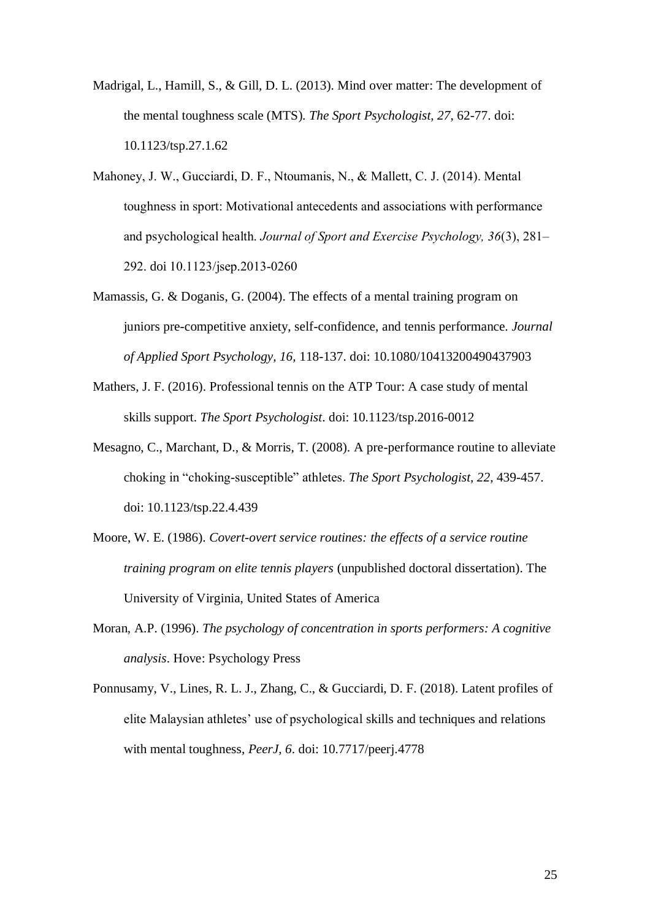Madrigal, L., Hamill, S., & Gill, D. L. (2013). Mind over matter: The development of the mental toughness scale (MTS). *The Sport Psychologist, 27,* 62-77. doi: 10.1123/tsp.27.1.62

Mahoney, J. W., Gucciardi, D. F., Ntoumanis, N., & Mallett, C. J. (2014). Mental toughness in sport: Motivational antecedents and associations with performance and psychological health. *Journal of Sport and Exercise Psychology, 36*(3), 281–292. doi 10.1123/jsep.2013-0260

Mamassis, G. & Doganis, G. (2004). The effects of a mental training program on juniors pre-competitive anxiety, self-confidence, and tennis performance. *Journal of Applied Sport Psychology, 16,* 118-137. doi: 10.1080/10413200490437903

Mathers, J. F. (2016). Professional tennis on the ATP Tour: A case study of mental skills support. *The Sport Psychologist*. doi: 10.1123/tsp.2016-0012

Mesagno, C., Marchant, D., & Morris, T. (2008). A pre-performance routine to alleviate choking in "choking-susceptible" athletes. *The Sport Psychologist, 22,* 439-457. doi: 10.1123/tsp.22.4.439

Moore, W. E. (1986). *Covert-overt service routines: the effects of a service routine training program on elite tennis players* (unpublished doctoral dissertation). The University of Virginia, United States of America

Moran, A.P. (1996). *The psychology of concentration in sports performers: A cognitive analysis*. Hove: Psychology Press

Ponnusamy, V., Lines, R. L. J., Zhang, C., & Gucciardi, D. F. (2018). Latent profiles of elite Malaysian athletes' use of psychological skills and techniques and relations with mental toughness, *PeerJ, 6*. doi: 10.7717/peerj.4778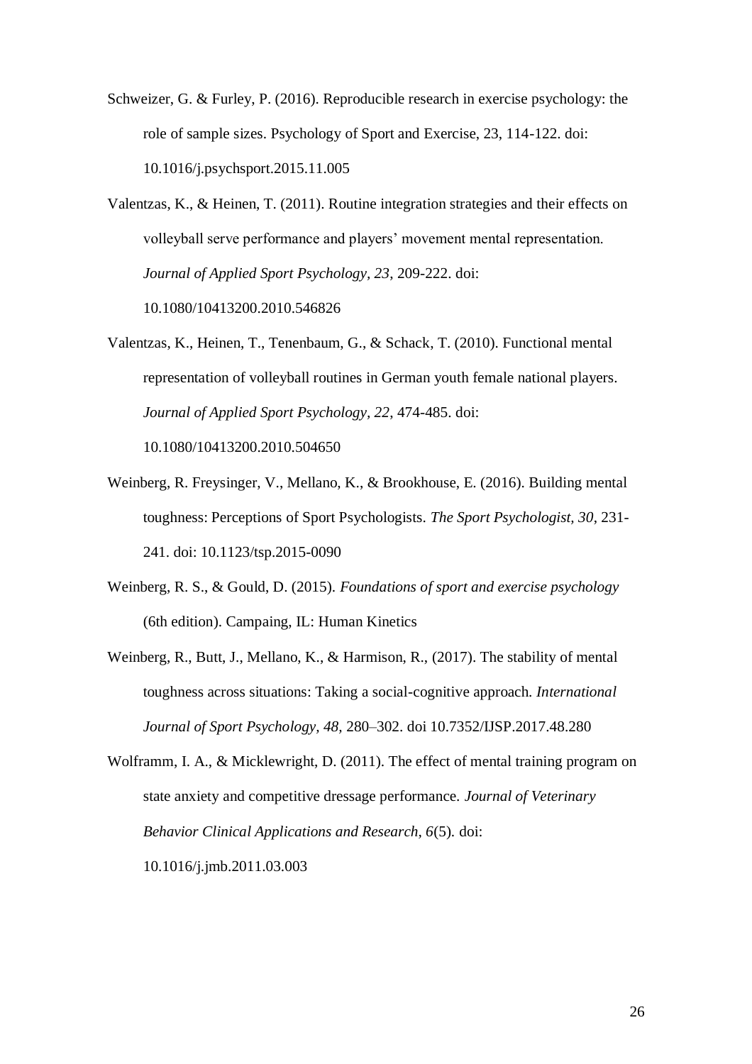Schweizer, G. & Furley, P. (2016). Reproducible research in exercise psychology: the role of sample sizes. Psychology of Sport and Exercise, 23, 114-122. doi: 10.1016/j.psychsport.2015.11.005

Valentzas, K., & Heinen, T. (2011). Routine integration strategies and their effects on volleyball serve performance and players' movement mental representation. *Journal of Applied Sport Psychology, 23*, 209-222. doi: 10.1080/10413200.2010.546826

Valentzas, K., Heinen, T., Tenenbaum, G., & Schack, T. (2010). Functional mental representation of volleyball routines in German youth female national players. *Journal of Applied Sport Psychology, 22*, 474-485. doi: 10.1080/10413200.2010.504650

Weinberg, R. Freysinger, V., Mellano, K., & Brookhouse, E. (2016). Building mental toughness: Perceptions of Sport Psychologists. *The Sport Psychologist, 30*, 231-241. doi: 10.1123/tsp.2015-0090

Weinberg, R. S., & Gould, D. (2015). *Foundations of sport and exercise psychology* (6th edition). Campaing, IL: Human Kinetics

Weinberg, R., Butt, J., Mellano, K., & Harmison, R., (2017). The stability of mental toughness across situations: Taking a social-cognitive approach. *International Journal of Sport Psychology, 48,* 280–302. doi 10.7352/IJSP.2017.48.280

Wolframm, I. A., & Micklewright, D. (2011). The effect of mental training program on state anxiety and competitive dressage performance. *Journal of Veterinary Behavior Clinical Applications and Research, 6*(5). doi: 10.1016/j.jmb.2011.03.003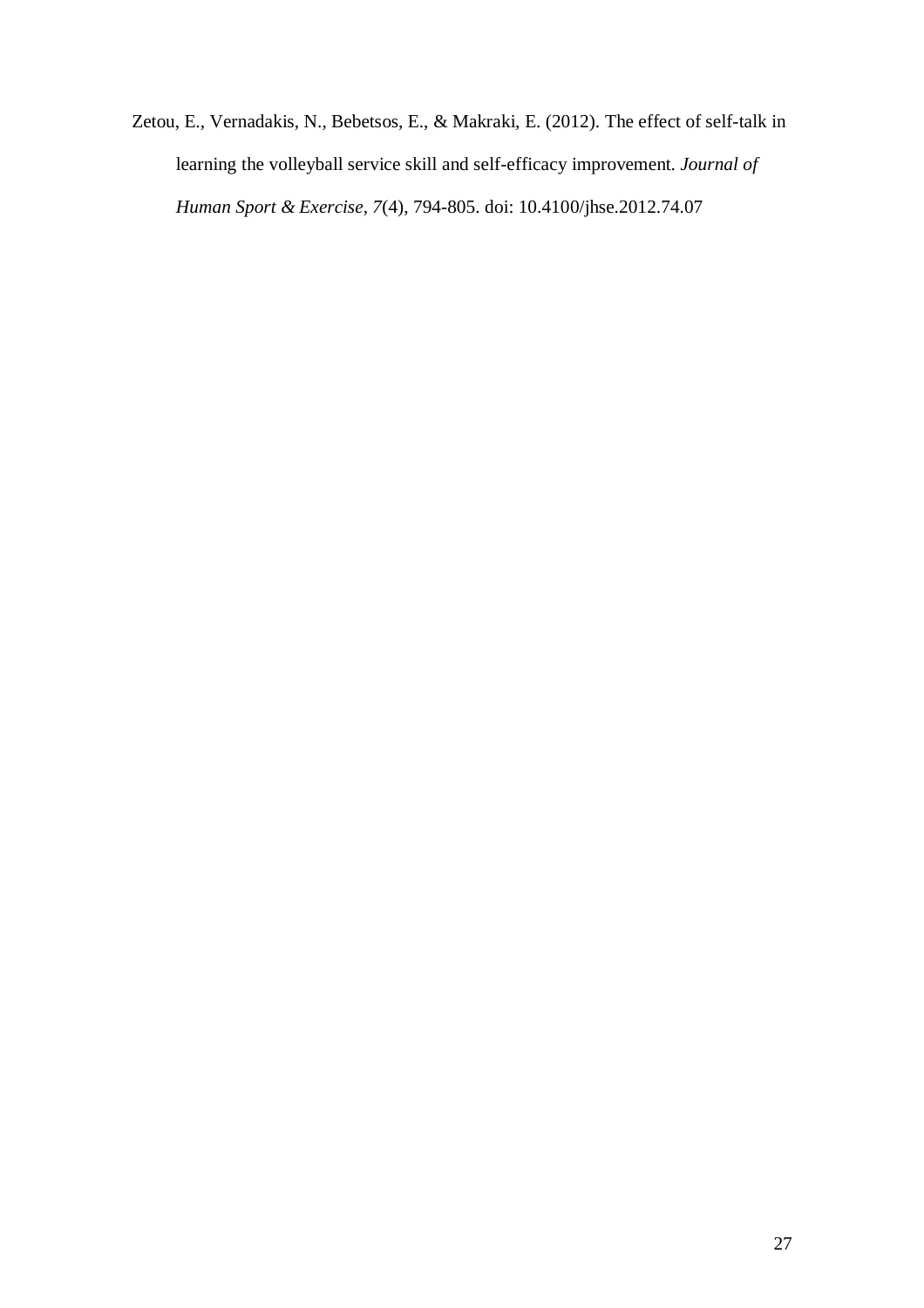Zetou, E., Vernadakis, N., Bebetsos, E., & Makraki, E. (2012). The effect of self-talk in learning the volleyball service skill and self-efficacy improvement. *Journal of Human Sport & Exercise, 7*(4), 794-805. doi: 10.4100/jhse.2012.74.07